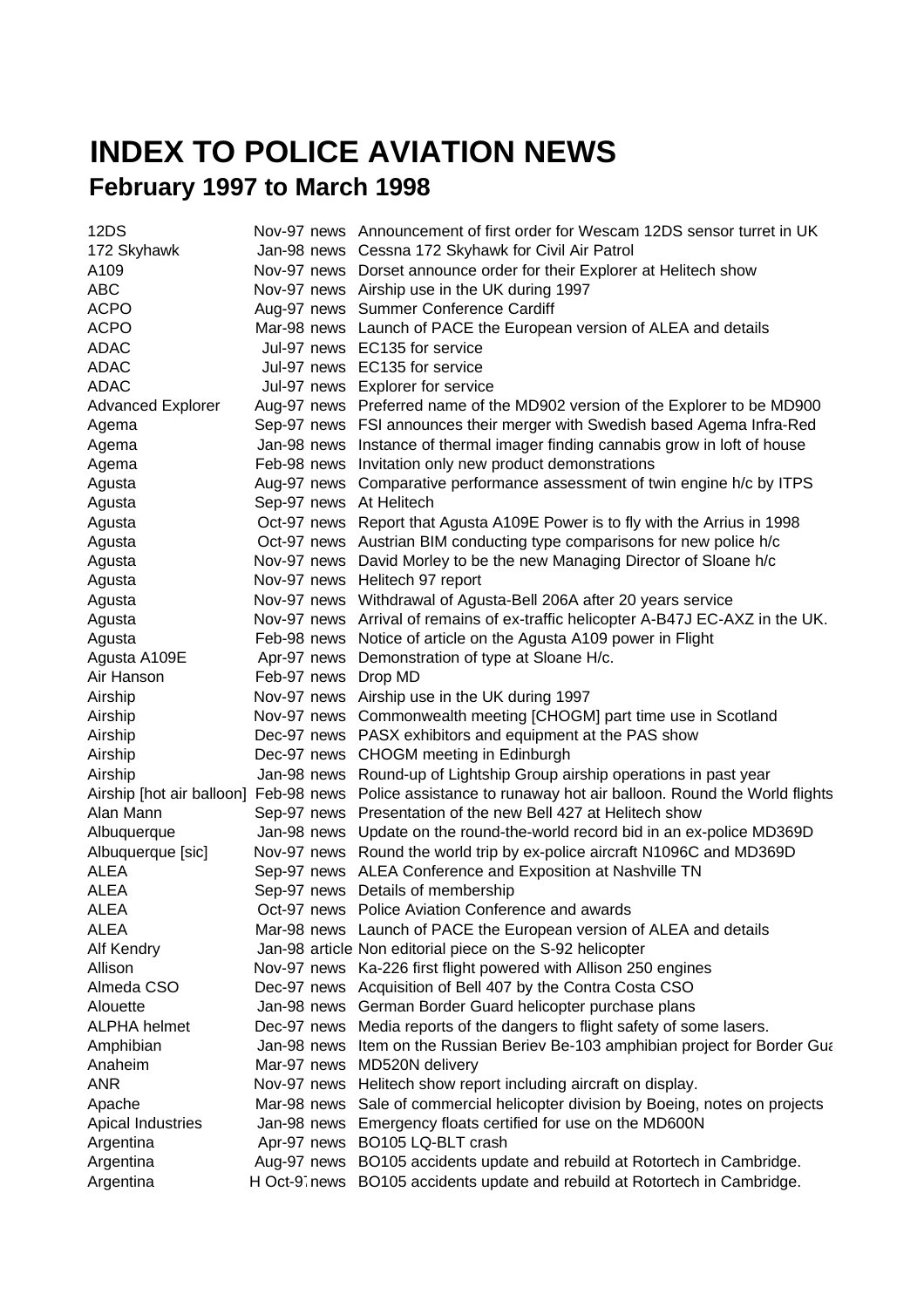# INDEX TO POLICE AVIATION NEWS

## February 1997 to March 1998

| | | | |
|---|---|---|---|
| 12DS | Nov-97 | news | Announcement of first order for Wescam 12DS sensor turret in UK |
| 172 Skyhawk | Jan-98 | news | Cessna 172 Skyhawk for Civil Air Patrol |
| A109 | Nov-97 | news | Dorset announce order for their Explorer at Helitech show |
| ABC | Nov-97 | news | Airship use in the UK during 1997 |
| ACPO | Aug-97 | news | Summer Conference Cardiff |
| ACPO | Mar-98 | news | Launch of PACE the European version of ALEA and details |
| ADAC | Jul-97 | news | EC135 for service |
| ADAC | Jul-97 | news | EC135 for service |
| ADAC | Jul-97 | news | Explorer for service |
| Advanced Explorer | Aug-97 | news | Preferred name of the MD902 version of the Explorer to be MD900 |
| Agema | Sep-97 | news | FSI announces their merger with Swedish based Agema Infra-Red |
| Agema | Jan-98 | news | Instance of thermal imager finding cannabis grow in loft of house |
| Agema | Feb-98 | news | Invitation only new product demonstrations |
| Agusta | Aug-97 | news | Comparative performance assessment of twin engine h/c by ITPS |
| Agusta | Sep-97 | news | At Helitech |
| Agusta | Oct-97 | news | Report that Agusta A109E Power is to fly with the Arrius in 1998 |
| Agusta | Oct-97 | news | Austrian BIM conducting type comparisons for new police h/c |
| Agusta | Nov-97 | news | David Morley to be the new Managing Director of Sloane h/c |
| Agusta | Nov-97 | news | Helitech 97 report |
| Agusta | Nov-97 | news | Withdrawal of Agusta-Bell 206A after 20 years service |
| Agusta | Nov-97 | news | Arrival of remains of ex-traffic helicopter A-B47J EC-AXZ in the UK. |
| Agusta | Feb-98 | news | Notice of article on the Agusta A109 power in Flight |
| Agusta A109E | Apr-97 | news | Demonstration of type at Sloane H/c. |
| Air Hanson | Feb-97 | news | Drop MD |
| Airship | Nov-97 | news | Airship use in the UK during 1997 |
| Airship | Nov-97 | news | Commonwealth meeting [CHOGM] part time use in Scotland |
| Airship | Dec-97 | news | PASX exhibitors and equipment at the PAS show |
| Airship | Dec-97 | news | CHOGM meeting in Edinburgh |
| Airship | Jan-98 | news | Round-up of Lightship Group airship operations in past year |
| Airship [hot air balloon] | Feb-98 | news | Police assistance to runaway hot air balloon. Round the World flights |
| Alan Mann | Sep-97 | news | Presentation of the new Bell 427 at Helitech show |
| Albuquerque | Jan-98 | news | Update on the round-the-world record bid in an ex-police MD369D |
| Albuquerque [sic] | Nov-97 | news | Round the world trip by ex-police aircraft N1096C and MD369D |
| ALEA | Sep-97 | news | ALEA Conference and Exposition at Nashville TN |
| ALEA | Sep-97 | news | Details of membership |
| ALEA | Oct-97 | news | Police Aviation Conference and awards |
| ALEA | Mar-98 | news | Launch of PACE the European version of ALEA and details |
| Alf Kendry | Jan-98 | article | Non editorial piece on the S-92 helicopter |
| Allison | Nov-97 | news | Ka-226 first flight powered with Allison 250 engines |
| Almeda CSO | Dec-97 | news | Acquisition of Bell 407 by the Contra Costa CSO |
| Alouette | Jan-98 | news | German Border Guard helicopter purchase plans |
| ALPHA helmet | Dec-97 | news | Media reports of the dangers to flight safety of some lasers. |
| Amphibian | Jan-98 | news | Item on the Russian Beriev Be-103 amphibian project for Border Gua |
| Anaheim | Mar-97 | news | MD520N delivery |
| ANR | Nov-97 | news | Helitech show report including aircraft on display. |
| Apache | Mar-98 | news | Sale of commercial helicopter division by Boeing, notes on projects |
| Apical Industries | Jan-98 | news | Emergency floats certified for use on the MD600N |
| Argentina | Apr-97 | news | BO105 LQ-BLT crash |
| Argentina | Aug-97 | news | BO105 accidents update and rebuild at Rotortech in Cambridge. |
| Argentina | H Oct-97 | news | BO105 accidents update and rebuild at Rotortech in Cambridge. |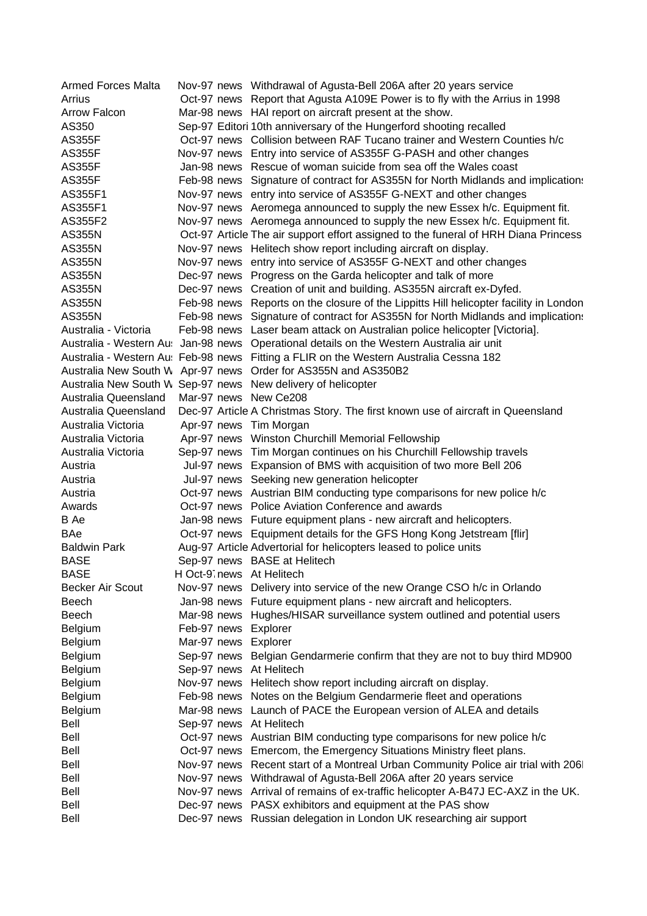| | | | |
|---|---|---|---|
| Armed Forces Malta | Nov-97 | news | Withdrawal of Agusta-Bell 206A after 20 years service |
| Arrius | Oct-97 | news | Report that Agusta A109E Power is to fly with the Arrius in 1998 |
| Arrow Falcon | Mar-98 | news | HAI report on aircraft present at the show. |
| AS350 | Sep-97 | Editori | 10th anniversary of the Hungerford shooting recalled |
| AS355F | Oct-97 | news | Collision between RAF Tucano trainer and Western Counties h/c |
| AS355F | Nov-97 | news | Entry into service of AS355F G-PASH and other changes |
| AS355F | Jan-98 | news | Rescue of woman suicide from sea off the Wales coast |
| AS355F | Feb-98 | news | Signature of contract for AS355N for North Midlands and implications |
| AS355F1 | Nov-97 | news | entry into service of AS355F G-NEXT and other changes |
| AS355F1 | Nov-97 | news | Aeromega announced to supply the new Essex h/c. Equipment fit. |
| AS355F2 | Nov-97 | news | Aeromega announced to supply the new Essex h/c. Equipment fit. |
| AS355N | Oct-97 | Article | The air support effort assigned to the funeral of HRH Diana Princess |
| AS355N | Nov-97 | news | Helitech show report including aircraft on display. |
| AS355N | Nov-97 | news | entry into service of AS355F G-NEXT and other changes |
| AS355N | Dec-97 | news | Progress on the Garda helicopter and talk of more |
| AS355N | Dec-97 | news | Creation of unit and building. AS355N aircraft ex-Dyfed. |
| AS355N | Feb-98 | news | Reports on the closure of the Lippitts Hill helicopter facility in London |
| AS355N | Feb-98 | news | Signature of contract for AS355N for North Midlands and implications |
| Australia - Victoria | Feb-98 | news | Laser beam attack on Australian police helicopter [Victoria]. |
| Australia - Western Au | Jan-98 | news | Operational details on the Western Australia air unit |
| Australia - Western Au | Feb-98 | news | Fitting a FLIR on the Western Australia Cessna 182 |
| Australia New South W | Apr-97 | news | Order for AS355N and AS350B2 |
| Australia New South W | Sep-97 | news | New delivery of helicopter |
| Australia Queensland | Mar-97 | news | New Ce208 |
| Australia Queensland | Dec-97 | Article | A Christmas Story. The first known use of aircraft in Queensland |
| Australia Victoria | Apr-97 | news | Tim Morgan |
| Australia Victoria | Apr-97 | news | Winston Churchill Memorial Fellowship |
| Australia Victoria | Sep-97 | news | Tim Morgan continues on his Churchill Fellowship travels |
| Austria | Jul-97 | news | Expansion of BMS with acquisition of two more Bell 206 |
| Austria | Jul-97 | news | Seeking new generation helicopter |
| Austria | Oct-97 | news | Austrian BIM conducting type comparisons for new police h/c |
| Awards | Oct-97 | news | Police Aviation Conference and awards |
| B Ae | Jan-98 | news | Future equipment plans - new aircraft and helicopters. |
| BAe | Oct-97 | news | Equipment details for the GFS Hong Kong Jetstream [flir] |
| Baldwin Park | Aug-97 | Article | Advertorial for helicopters leased to police units |
| BASE | Sep-97 | news | BASE at Helitech |
| BASE | H Oct-97 | news | At Helitech |
| Becker Air Scout | Nov-97 | news | Delivery into service of the new Orange CSO h/c in Orlando |
| Beech | Jan-98 | news | Future equipment plans - new aircraft and helicopters. |
| Beech | Mar-98 | news | Hughes/HISAR surveillance system outlined and potential users |
| Belgium | Feb-97 | news | Explorer |
| Belgium | Mar-97 | news | Explorer |
| Belgium | Sep-97 | news | Belgian Gendarmerie confirm that they are not to buy third MD900 |
| Belgium | Sep-97 | news | At Helitech |
| Belgium | Nov-97 | news | Helitech show report including aircraft on display. |
| Belgium | Feb-98 | news | Notes on the Belgium Gendarmerie fleet and operations |
| Belgium | Mar-98 | news | Launch of PACE the European version of ALEA and details |
| Bell | Sep-97 | news | At Helitech |
| Bell | Oct-97 | news | Austrian BIM conducting type comparisons for new police h/c |
| Bell | Oct-97 | news | Emercom, the Emergency Situations Ministry fleet plans. |
| Bell | Nov-97 | news | Recent start of a Montreal Urban Community Police air trial with 206l |
| Bell | Nov-97 | news | Withdrawal of Agusta-Bell 206A after 20 years service |
| Bell | Nov-97 | news | Arrival of remains of ex-traffic helicopter A-B47J EC-AXZ in the UK. |
| Bell | Dec-97 | news | PASX exhibitors and equipment at the PAS show |
| Bell | Dec-97 | news | Russian delegation in London UK researching air support |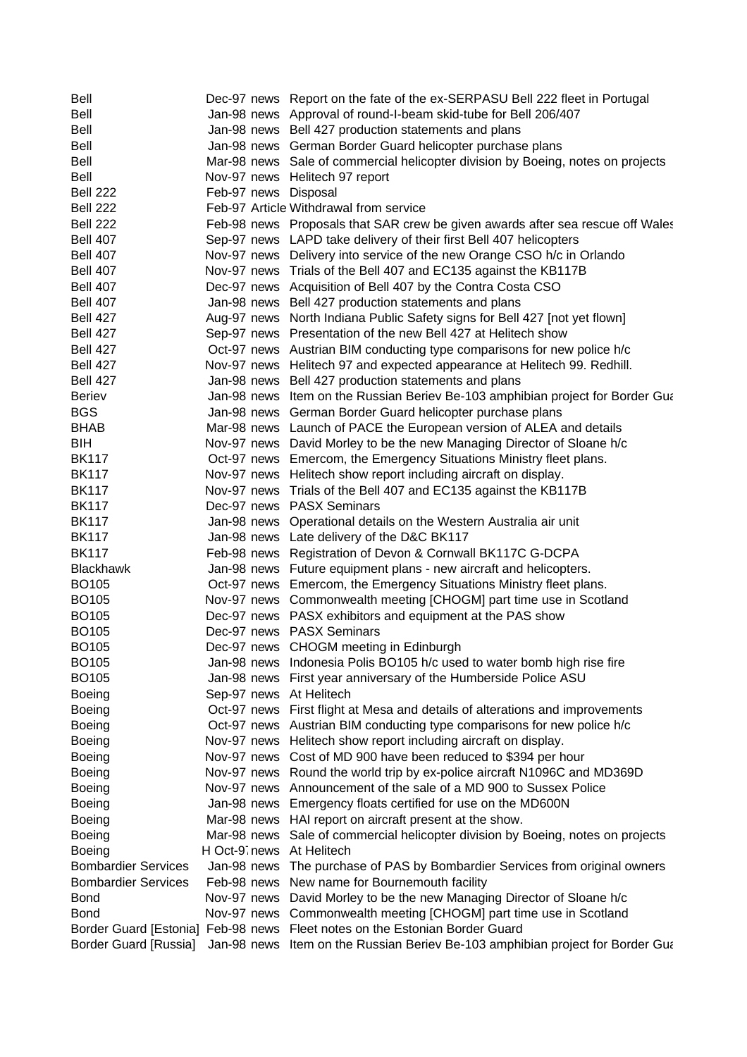| | | | |
|---|---|---|---|
| Bell | Dec-97 | news | Report on the fate of the ex-SERPASU Bell 222 fleet in Portugal |
| Bell | Jan-98 | news | Approval of round-I-beam skid-tube for Bell 206/407 |
| Bell | Jan-98 | news | Bell 427 production statements and plans |
| Bell | Jan-98 | news | German Border Guard helicopter purchase plans |
| Bell | Mar-98 | news | Sale of commercial helicopter division by Boeing, notes on projects |
| Bell | Nov-97 | news | Helitech 97 report |
| Bell 222 | Feb-97 | news | Disposal |
| Bell 222 | Feb-97 | Article | Withdrawal from service |
| Bell 222 | Feb-98 | news | Proposals that SAR crew be given awards after sea rescue off Wales |
| Bell 407 | Sep-97 | news | LAPD take delivery of their first Bell 407 helicopters |
| Bell 407 | Nov-97 | news | Delivery into service of the new Orange CSO h/c in Orlando |
| Bell 407 | Nov-97 | news | Trials of the Bell 407 and EC135 against the KB117B |
| Bell 407 | Dec-97 | news | Acquisition of Bell 407 by the Contra Costa CSO |
| Bell 407 | Jan-98 | news | Bell 427 production statements and plans |
| Bell 427 | Aug-97 | news | North Indiana Public Safety signs for Bell 427 [not yet flown] |
| Bell 427 | Sep-97 | news | Presentation of the new Bell 427 at Helitech show |
| Bell 427 | Oct-97 | news | Austrian BIM conducting type comparisons for new police h/c |
| Bell 427 | Nov-97 | news | Helitech 97 and expected appearance at Helitech 99. Redhill. |
| Bell 427 | Jan-98 | news | Bell 427 production statements and plans |
| Beriev | Jan-98 | news | Item on the Russian Beriev Be-103 amphibian project for Border Gua |
| BGS | Jan-98 | news | German Border Guard helicopter purchase plans |
| BHAB | Mar-98 | news | Launch of PACE the European version of ALEA and details |
| BIH | Nov-97 | news | David Morley to be the new Managing Director of Sloane h/c |
| BK117 | Oct-97 | news | Emercom, the Emergency Situations Ministry fleet plans. |
| BK117 | Nov-97 | news | Helitech show report including aircraft on display. |
| BK117 | Nov-97 | news | Trials of the Bell 407 and EC135 against the KB117B |
| BK117 | Dec-97 | news | PASX Seminars |
| BK117 | Jan-98 | news | Operational details on the Western Australia air unit |
| BK117 | Jan-98 | news | Late delivery of the D&C BK117 |
| BK117 | Feb-98 | news | Registration of Devon & Cornwall BK117C G-DCPA |
| Blackhawk | Jan-98 | news | Future equipment plans - new aircraft and helicopters. |
| BO105 | Oct-97 | news | Emercom, the Emergency Situations Ministry fleet plans. |
| BO105 | Nov-97 | news | Commonwealth meeting [CHOGM] part time use in Scotland |
| BO105 | Dec-97 | news | PASX exhibitors and equipment at the PAS show |
| BO105 | Dec-97 | news | PASX Seminars |
| BO105 | Dec-97 | news | CHOGM meeting in Edinburgh |
| BO105 | Jan-98 | news | Indonesia Polis BO105 h/c used to water bomb high rise fire |
| BO105 | Jan-98 | news | First year anniversary of the Humberside Police ASU |
| Boeing | Sep-97 | news | At Helitech |
| Boeing | Oct-97 | news | First flight at Mesa and details of alterations and improvements |
| Boeing | Oct-97 | news | Austrian BIM conducting type comparisons for new police h/c |
| Boeing | Nov-97 | news | Helitech show report including aircraft on display. |
| Boeing | Nov-97 | news | Cost of MD 900 have been reduced to $394 per hour |
| Boeing | Nov-97 | news | Round the world trip by ex-police aircraft N1096C and MD369D |
| Boeing | Nov-97 | news | Announcement of the sale of a MD 900 to Sussex Police |
| Boeing | Jan-98 | news | Emergency floats certified for use on the MD600N |
| Boeing | Mar-98 | news | HAI report on aircraft present at the show. |
| Boeing | Mar-98 | news | Sale of commercial helicopter division by Boeing, notes on projects |
| Boeing | H Oct-97 | news | At Helitech |
| Bombardier Services | Jan-98 | news | The purchase of PAS by Bombardier Services from original owners |
| Bombardier Services | Feb-98 | news | New name for Bournemouth facility |
| Bond | Nov-97 | news | David Morley to be the new Managing Director of Sloane h/c |
| Bond | Nov-97 | news | Commonwealth meeting [CHOGM] part time use in Scotland |
| Border Guard [Estonia] | Feb-98 | news | Fleet notes on the Estonian Border Guard |
| Border Guard [Russia] | Jan-98 | news | Item on the Russian Beriev Be-103 amphibian project for Border Gua |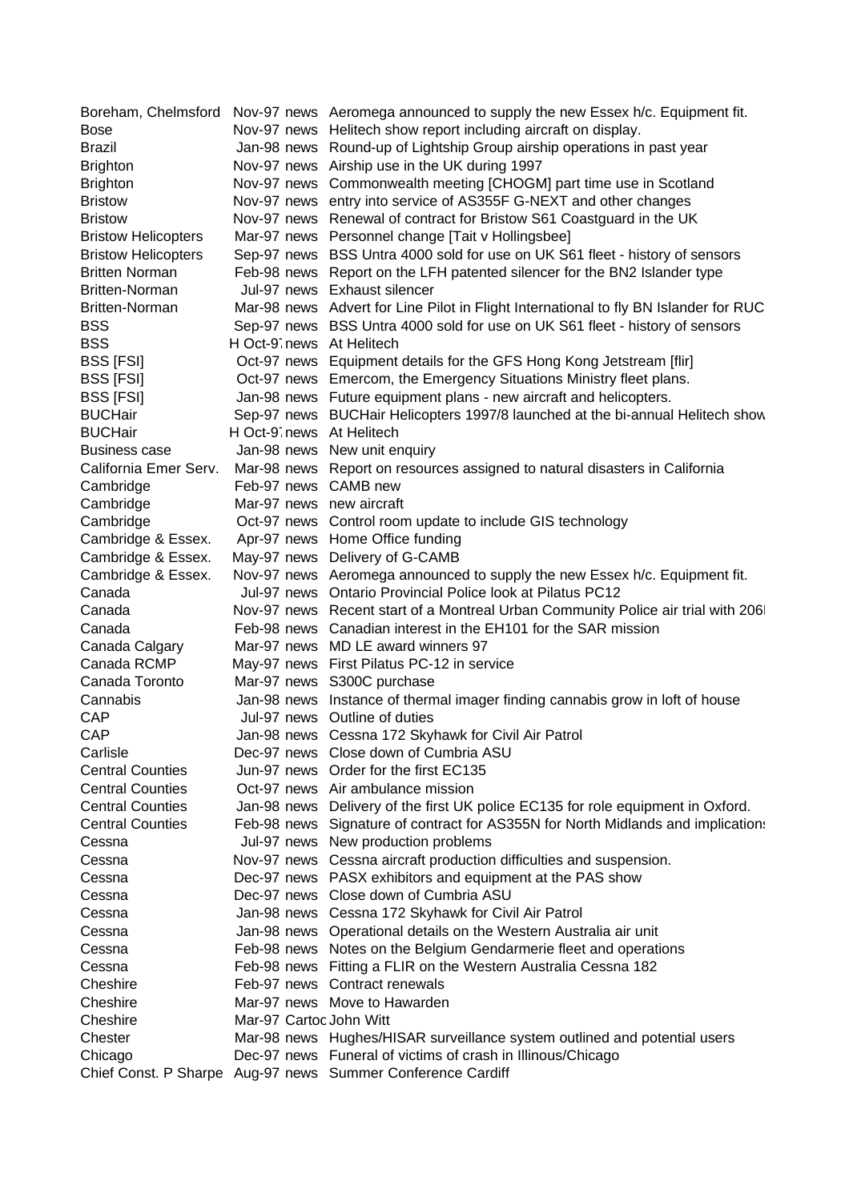| | | | |
|---|---|---|---|
| Boreham, Chelmsford | Nov-97 | news | Aeromega announced to supply the new Essex h/c. Equipment fit. |
| Bose | Nov-97 | news | Helitech show report including aircraft on display. |
| Brazil | Jan-98 | news | Round-up of Lightship Group airship operations in past year |
| Brighton | Nov-97 | news | Airship use in the UK during 1997 |
| Brighton | Nov-97 | news | Commonwealth meeting [CHOGM] part time use in Scotland |
| Bristow | Nov-97 | news | entry into service of AS355F G-NEXT and other changes |
| Bristow | Nov-97 | news | Renewal of contract for Bristow S61 Coastguard in the UK |
| Bristow Helicopters | Mar-97 | news | Personnel change [Tait v Hollingsbee] |
| Bristow Helicopters | Sep-97 | news | BSS Untra 4000 sold for use on UK S61 fleet - history of sensors |
| Britten Norman | Feb-98 | news | Report on the LFH patented silencer for the BN2 Islander type |
| Britten-Norman | Jul-97 | news | Exhaust silencer |
| Britten-Norman | Mar-98 | news | Advert for Line Pilot in Flight International to fly BN Islander for RUC |
| BSS | Sep-97 | news | BSS Untra 4000 sold for use on UK S61 fleet - history of sensors |
| BSS | H Oct-97 | news | At Helitech |
| BSS [FSI] | Oct-97 | news | Equipment details for the GFS Hong Kong Jetstream [flir] |
| BSS [FSI] | Oct-97 | news | Emercom, the Emergency Situations Ministry fleet plans. |
| BSS [FSI] | Jan-98 | news | Future equipment plans - new aircraft and helicopters. |
| BUCHair | Sep-97 | news | BUCHair Helicopters 1997/8 launched at the bi-annual Helitech show |
| BUCHair | H Oct-97 | news | At Helitech |
| Business case | Jan-98 | news | New unit enquiry |
| California Emer Serv. | Mar-98 | news | Report on resources assigned to natural disasters in California |
| Cambridge | Feb-97 | news | CAMB new |
| Cambridge | Mar-97 | news | new aircraft |
| Cambridge | Oct-97 | news | Control room update to include GIS technology |
| Cambridge & Essex. | Apr-97 | news | Home Office funding |
| Cambridge & Essex. | May-97 | news | Delivery of G-CAMB |
| Cambridge & Essex. | Nov-97 | news | Aeromega announced to supply the new Essex h/c. Equipment fit. |
| Canada | Jul-97 | news | Ontario Provincial Police look at Pilatus PC12 |
| Canada | Nov-97 | news | Recent start of a Montreal Urban Community Police air trial with 206 |
| Canada | Feb-98 | news | Canadian interest in the EH101 for the SAR mission |
| Canada Calgary | Mar-97 | news | MD LE award winners 97 |
| Canada RCMP | May-97 | news | First Pilatus PC-12 in service |
| Canada Toronto | Mar-97 | news | S300C purchase |
| Cannabis | Jan-98 | news | Instance of thermal imager finding cannabis grow in loft of house |
| CAP | Jul-97 | news | Outline of duties |
| CAP | Jan-98 | news | Cessna 172 Skyhawk for Civil Air Patrol |
| Carlisle | Dec-97 | news | Close down of Cumbria ASU |
| Central Counties | Jun-97 | news | Order for the first EC135 |
| Central Counties | Oct-97 | news | Air ambulance mission |
| Central Counties | Jan-98 | news | Delivery of the first UK police EC135 for role equipment in Oxford. |
| Central Counties | Feb-98 | news | Signature of contract for AS355N for North Midlands and implications |
| Cessna | Jul-97 | news | New production problems |
| Cessna | Nov-97 | news | Cessna aircraft production difficulties and suspension. |
| Cessna | Dec-97 | news | PASX exhibitors and equipment at the PAS show |
| Cessna | Dec-97 | news | Close down of Cumbria ASU |
| Cessna | Jan-98 | news | Cessna 172 Skyhawk for Civil Air Patrol |
| Cessna | Jan-98 | news | Operational details on the Western Australia air unit |
| Cessna | Feb-98 | news | Notes on the Belgium Gendarmerie fleet and operations |
| Cessna | Feb-98 | news | Fitting a FLIR on the Western Australia Cessna 182 |
| Cheshire | Feb-97 | news | Contract renewals |
| Cheshire | Mar-97 | news | Move to Hawarden |
| Cheshire | Mar-97 | Cartoo | John Witt |
| Chester | Mar-98 | news | Hughes/HISAR surveillance system outlined and potential users |
| Chicago | Dec-97 | news | Funeral of victims of crash in Illinous/Chicago |
| Chief Const. P Sharpe | Aug-97 | news | Summer Conference Cardiff |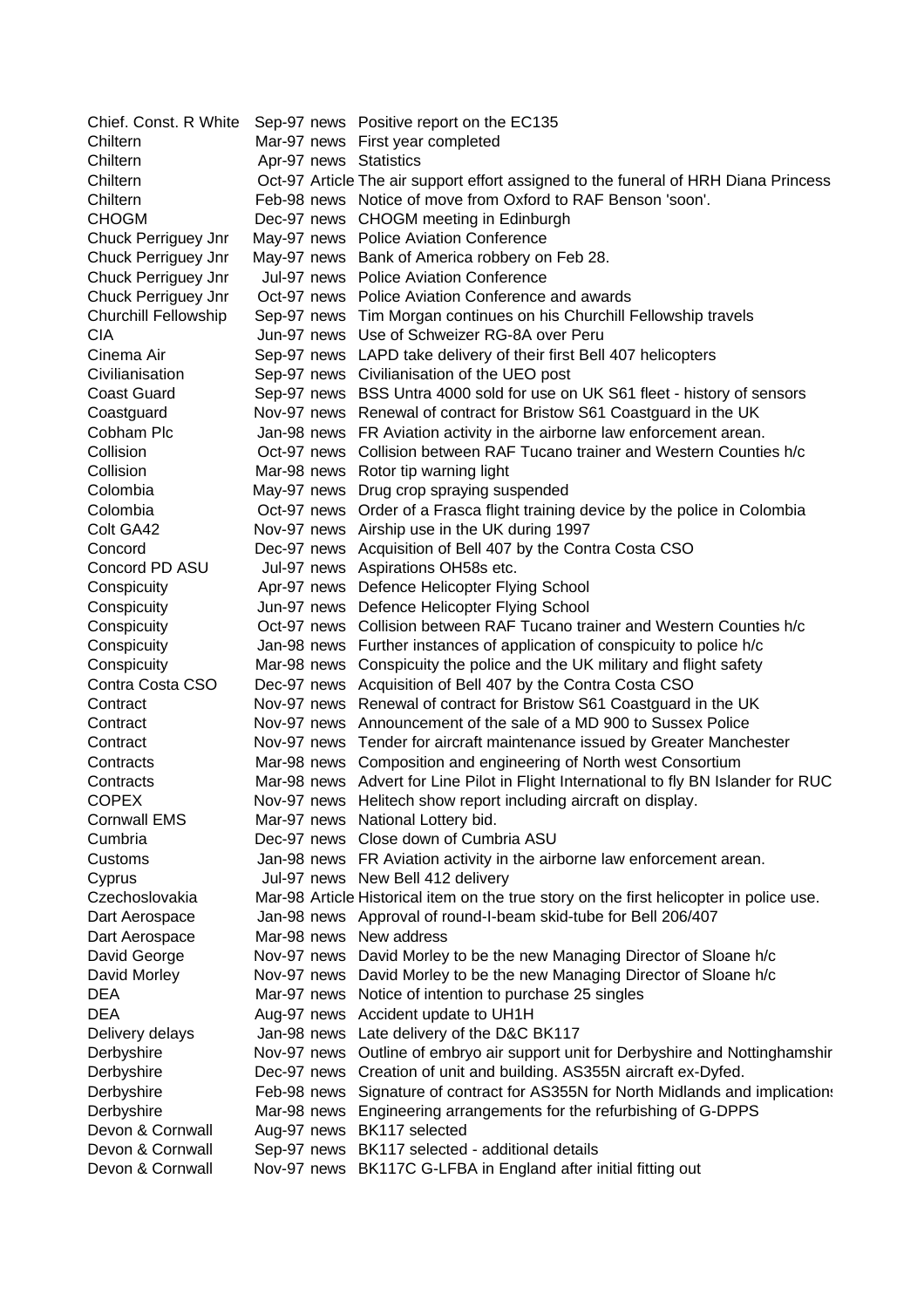| | | | |
|---|---|---|---|
| Chief. Const. R White | Sep-97 | news | Positive report on the EC135 |
| Chiltern | Mar-97 | news | First year completed |
| Chiltern | Apr-97 | news | Statistics |
| Chiltern | Oct-97 | Article | The air support effort assigned to the funeral of HRH Diana Princess |
| Chiltern | Feb-98 | news | Notice of move from Oxford to RAF Benson 'soon'. |
| CHOGM | Dec-97 | news | CHOGM meeting in Edinburgh |
| Chuck Perriguey Jnr | May-97 | news | Police Aviation Conference |
| Chuck Perriguey Jnr | May-97 | news | Bank of America robbery on Feb 28. |
| Chuck Perriguey Jnr | Jul-97 | news | Police Aviation Conference |
| Chuck Perriguey Jnr | Oct-97 | news | Police Aviation Conference and awards |
| Churchill Fellowship | Sep-97 | news | Tim Morgan continues on his Churchill Fellowship travels |
| CIA | Jun-97 | news | Use of Schweizer RG-8A over Peru |
| Cinema Air | Sep-97 | news | LAPD take delivery of their first Bell 407 helicopters |
| Civilianisation | Sep-97 | news | Civilianisation of the UEO post |
| Coast Guard | Sep-97 | news | BSS Untra 4000 sold for use on UK S61 fleet - history of sensors |
| Coastguard | Nov-97 | news | Renewal of contract for Bristow S61 Coastguard in the UK |
| Cobham Plc | Jan-98 | news | FR Aviation activity in the airborne law enforcement arean. |
| Collision | Oct-97 | news | Collision between RAF Tucano trainer and Western Counties h/c |
| Collision | Mar-98 | news | Rotor tip warning light |
| Colombia | May-97 | news | Drug crop spraying suspended |
| Colombia | Oct-97 | news | Order of a Frasca flight training device by the police in Colombia |
| Colt GA42 | Nov-97 | news | Airship use in the UK during 1997 |
| Concord | Dec-97 | news | Acquisition of Bell 407 by the Contra Costa CSO |
| Concord PD ASU | Jul-97 | news | Aspirations OH58s etc. |
| Conspicuity | Apr-97 | news | Defence Helicopter Flying School |
| Conspicuity | Jun-97 | news | Defence Helicopter Flying School |
| Conspicuity | Oct-97 | news | Collision between RAF Tucano trainer and Western Counties h/c |
| Conspicuity | Jan-98 | news | Further instances of application of conspicuity to police h/c |
| Conspicuity | Mar-98 | news | Conspicuity the police and the UK military and flight safety |
| Contra Costa CSO | Dec-97 | news | Acquisition of Bell 407 by the Contra Costa CSO |
| Contract | Nov-97 | news | Renewal of contract for Bristow S61 Coastguard in the UK |
| Contract | Nov-97 | news | Announcement of the sale of a MD 900 to Sussex Police |
| Contract | Nov-97 | news | Tender for aircraft maintenance issued by Greater Manchester |
| Contracts | Mar-98 | news | Composition and engineering of North west Consortium |
| Contracts | Mar-98 | news | Advert for Line Pilot in Flight International to fly BN Islander for RUC |
| COPEX | Nov-97 | news | Helitech show report including aircraft on display. |
| Cornwall EMS | Mar-97 | news | National Lottery bid. |
| Cumbria | Dec-97 | news | Close down of Cumbria ASU |
| Customs | Jan-98 | news | FR Aviation activity in the airborne law enforcement arean. |
| Cyprus | Jul-97 | news | New Bell 412 delivery |
| Czechoslovakia | Mar-98 | Article | Historical item on the true story on the first helicopter in police use. |
| Dart Aerospace | Jan-98 | news | Approval of round-I-beam skid-tube for Bell 206/407 |
| Dart Aerospace | Mar-98 | news | New address |
| David George | Nov-97 | news | David Morley to be the new Managing Director of Sloane h/c |
| David Morley | Nov-97 | news | David Morley to be the new Managing Director of Sloane h/c |
| DEA | Mar-97 | news | Notice of intention to purchase 25 singles |
| DEA | Aug-97 | news | Accident update to UH1H |
| Delivery delays | Jan-98 | news | Late delivery of the D&C BK117 |
| Derbyshire | Nov-97 | news | Outline of embryo air support unit for Derbyshire and Nottinghamshir |
| Derbyshire | Dec-97 | news | Creation of unit and building. AS355N aircraft ex-Dyfed. |
| Derbyshire | Feb-98 | news | Signature of contract for AS355N for North Midlands and implications |
| Derbyshire | Mar-98 | news | Engineering arrangements for the refurbishing of G-DPPS |
| Devon & Cornwall | Aug-97 | news | BK117 selected |
| Devon & Cornwall | Sep-97 | news | BK117 selected - additional details |
| Devon & Cornwall | Nov-97 | news | BK117C G-LFBA in England after initial fitting out |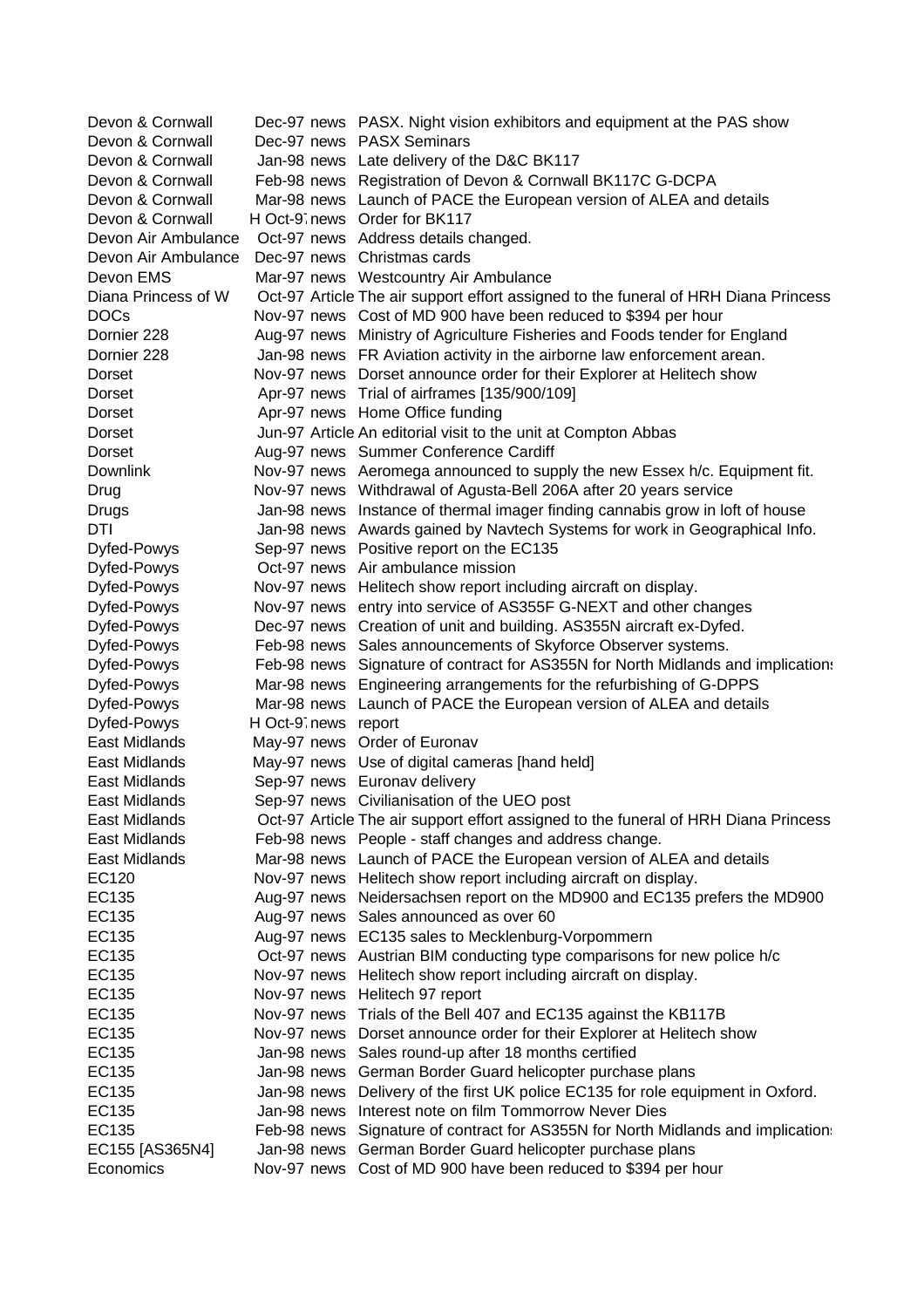| | | | |
|---|---|---|---|
| Devon & Cornwall | Dec-97 | news | PASX. Night vision exhibitors and equipment at the PAS show |
| Devon & Cornwall | Dec-97 | news | PASX Seminars |
| Devon & Cornwall | Jan-98 | news | Late delivery of the D&C BK117 |
| Devon & Cornwall | Feb-98 | news | Registration of Devon & Cornwall BK117C G-DCPA |
| Devon & Cornwall | Mar-98 | news | Launch of PACE the European version of ALEA and details |
| Devon & Cornwall | H Oct-97 | news | Order for BK117 |
| Devon Air Ambulance | Oct-97 | news | Address details changed. |
| Devon Air Ambulance | Dec-97 | news | Christmas cards |
| Devon EMS | Mar-97 | news | Westcountry Air Ambulance |
| Diana Princess of W | Oct-97 | Article | The air support effort assigned to the funeral of HRH Diana Princess |
| DOCs | Nov-97 | news | Cost of MD 900 have been reduced to $394 per hour |
| Dornier 228 | Aug-97 | news | Ministry of Agriculture Fisheries and Foods tender for England |
| Dornier 228 | Jan-98 | news | FR Aviation activity in the airborne law enforcement arean. |
| Dorset | Nov-97 | news | Dorset announce order for their Explorer at Helitech show |
| Dorset | Apr-97 | news | Trial of airframes [135/900/109] |
| Dorset | Apr-97 | news | Home Office funding |
| Dorset | Jun-97 | Article | An editorial visit to the unit at Compton Abbas |
| Dorset | Aug-97 | news | Summer Conference Cardiff |
| Downlink | Nov-97 | news | Aeromega announced to supply the new Essex h/c. Equipment fit. |
| Drug | Nov-97 | news | Withdrawal of Agusta-Bell 206A after 20 years service |
| Drugs | Jan-98 | news | Instance of thermal imager finding cannabis grow in loft of house |
| DTI | Jan-98 | news | Awards gained by Navtech Systems for work in Geographical Info. |
| Dyfed-Powys | Sep-97 | news | Positive report on the EC135 |
| Dyfed-Powys | Oct-97 | news | Air ambulance mission |
| Dyfed-Powys | Nov-97 | news | Helitech show report including aircraft on display. |
| Dyfed-Powys | Nov-97 | news | entry into service of AS355F G-NEXT and other changes |
| Dyfed-Powys | Dec-97 | news | Creation of unit and building. AS355N aircraft ex-Dyfed. |
| Dyfed-Powys | Feb-98 | news | Sales announcements of Skyforce Observer systems. |
| Dyfed-Powys | Feb-98 | news | Signature of contract for AS355N for North Midlands and implications |
| Dyfed-Powys | Mar-98 | news | Engineering arrangements for the refurbishing of G-DPPS |
| Dyfed-Powys | Mar-98 | news | Launch of PACE the European version of ALEA and details |
| Dyfed-Powys | H Oct-97 | news | report |
| East Midlands | May-97 | news | Order of Euronav |
| East Midlands | May-97 | news | Use of digital cameras [hand held] |
| East Midlands | Sep-97 | news | Euronav delivery |
| East Midlands | Sep-97 | news | Civilianisation of the UEO post |
| East Midlands | Oct-97 | Article | The air support effort assigned to the funeral of HRH Diana Princess |
| East Midlands | Feb-98 | news | People - staff changes and address change. |
| East Midlands | Mar-98 | news | Launch of PACE the European version of ALEA and details |
| EC120 | Nov-97 | news | Helitech show report including aircraft on display. |
| EC135 | Aug-97 | news | Neidersachsen report on the MD900 and EC135 prefers the MD900 |
| EC135 | Aug-97 | news | Sales announced as over 60 |
| EC135 | Aug-97 | news | EC135 sales to Mecklenburg-Vorpommern |
| EC135 | Oct-97 | news | Austrian BIM conducting type comparisons for new police h/c |
| EC135 | Nov-97 | news | Helitech show report including aircraft on display. |
| EC135 | Nov-97 | news | Helitech 97 report |
| EC135 | Nov-97 | news | Trials of the Bell 407 and EC135 against the KB117B |
| EC135 | Nov-97 | news | Dorset announce order for their Explorer at Helitech show |
| EC135 | Jan-98 | news | Sales round-up after 18 months certified |
| EC135 | Jan-98 | news | German Border Guard helicopter purchase plans |
| EC135 | Jan-98 | news | Delivery of the first UK police EC135 for role equipment in Oxford. |
| EC135 | Jan-98 | news | Interest note on film Tommorrow Never Dies |
| EC135 | Feb-98 | news | Signature of contract for AS355N for North Midlands and implications |
| EC155 [AS365N4] | Jan-98 | news | German Border Guard helicopter purchase plans |
| Economics | Nov-97 | news | Cost of MD 900 have been reduced to $394 per hour |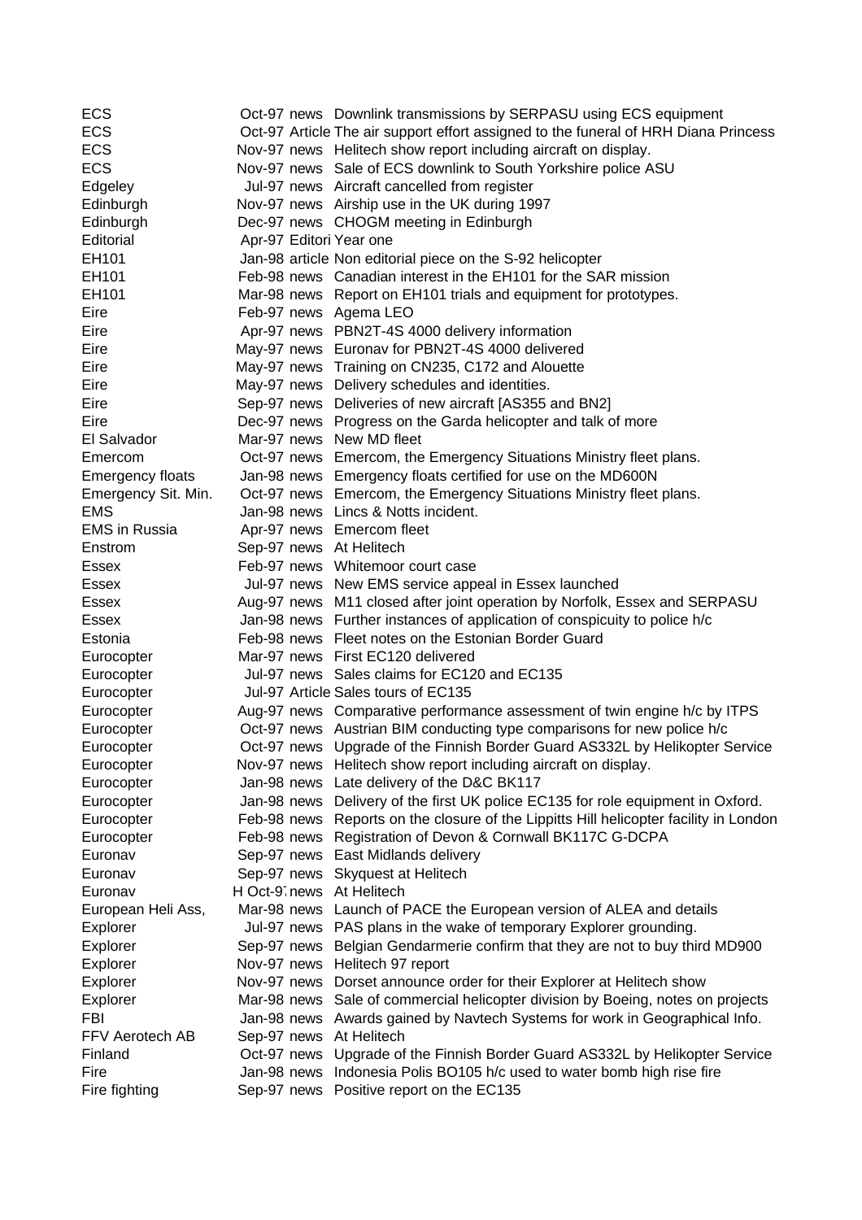| | | | |
|---|---|---|---|
| ECS | Oct-97 | news | Downlink transmissions by SERPASU using ECS equipment |
| ECS | Oct-97 | Article | The air support effort assigned to the funeral of HRH Diana Princess |
| ECS | Nov-97 | news | Helitech show report including aircraft on display. |
| ECS | Nov-97 | news | Sale of ECS downlink to South Yorkshire police ASU |
| Edgeley | Jul-97 | news | Aircraft cancelled from register |
| Edinburgh | Nov-97 | news | Airship use in the UK during 1997 |
| Edinburgh | Dec-97 | news | CHOGM meeting in Edinburgh |
| Editorial | Apr-97 | Editori | Year one |
| EH101 | Jan-98 | article | Non editorial piece on the S-92 helicopter |
| EH101 | Feb-98 | news | Canadian interest in the EH101 for the SAR mission |
| EH101 | Mar-98 | news | Report on EH101 trials and equipment for prototypes. |
| Eire | Feb-97 | news | Agema LEO |
| Eire | Apr-97 | news | PBN2T-4S 4000 delivery information |
| Eire | May-97 | news | Euronav for PBN2T-4S 4000 delivered |
| Eire | May-97 | news | Training on CN235, C172 and Alouette |
| Eire | May-97 | news | Delivery schedules and identities. |
| Eire | Sep-97 | news | Deliveries of new aircraft [AS355 and BN2] |
| Eire | Dec-97 | news | Progress on the Garda helicopter and talk of more |
| El Salvador | Mar-97 | news | New MD fleet |
| Emercom | Oct-97 | news | Emercom, the Emergency Situations Ministry fleet plans. |
| Emergency floats | Jan-98 | news | Emergency floats certified for use on the MD600N |
| Emergency Sit. Min. | Oct-97 | news | Emercom, the Emergency Situations Ministry fleet plans. |
| EMS | Jan-98 | news | Lincs & Notts incident. |
| EMS in Russia | Apr-97 | news | Emercom fleet |
| Enstrom | Sep-97 | news | At Helitech |
| Essex | Feb-97 | news | Whitemoor court case |
| Essex | Jul-97 | news | New EMS service appeal in Essex launched |
| Essex | Aug-97 | news | M11 closed after joint operation by Norfolk, Essex and SERPASU |
| Essex | Jan-98 | news | Further instances of application of conspicuity to police h/c |
| Estonia | Feb-98 | news | Fleet notes on the Estonian Border Guard |
| Eurocopter | Mar-97 | news | First EC120 delivered |
| Eurocopter | Jul-97 | news | Sales claims for EC120 and EC135 |
| Eurocopter | Jul-97 | Article | Sales tours of EC135 |
| Eurocopter | Aug-97 | news | Comparative performance assessment of twin engine h/c by ITPS |
| Eurocopter | Oct-97 | news | Austrian BIM conducting type comparisons for new police h/c |
| Eurocopter | Oct-97 | news | Upgrade of the Finnish Border Guard AS332L by Helikopter Service |
| Eurocopter | Nov-97 | news | Helitech show report including aircraft on display. |
| Eurocopter | Jan-98 | news | Late delivery of the D&C BK117 |
| Eurocopter | Jan-98 | news | Delivery of the first UK police EC135 for role equipment in Oxford. |
| Eurocopter | Feb-98 | news | Reports on the closure of the Lippitts Hill helicopter facility in London |
| Eurocopter | Feb-98 | news | Registration of Devon & Cornwall BK117C G-DCPA |
| Euronav | Sep-97 | news | East Midlands delivery |
| Euronav | Sep-97 | news | Skyquest at Helitech |
| Euronav | H Oct-97 | news | At Helitech |
| European Heli Ass, | Mar-98 | news | Launch of PACE the European version of ALEA and details |
| Explorer | Jul-97 | news | PAS plans in the wake of temporary Explorer grounding. |
| Explorer | Sep-97 | news | Belgian Gendarmerie confirm that they are not to buy third MD900 |
| Explorer | Nov-97 | news | Helitech 97 report |
| Explorer | Nov-97 | news | Dorset announce order for their Explorer at Helitech show |
| Explorer | Mar-98 | news | Sale of commercial helicopter division by Boeing, notes on projects |
| FBI | Jan-98 | news | Awards gained by Navtech Systems for work in Geographical Info. |
| FFV Aerotech AB | Sep-97 | news | At Helitech |
| Finland | Oct-97 | news | Upgrade of the Finnish Border Guard AS332L by Helikopter Service |
| Fire | Jan-98 | news | Indonesia Polis BO105 h/c used to water bomb high rise fire |
| Fire fighting | Sep-97 | news | Positive report on the EC135 |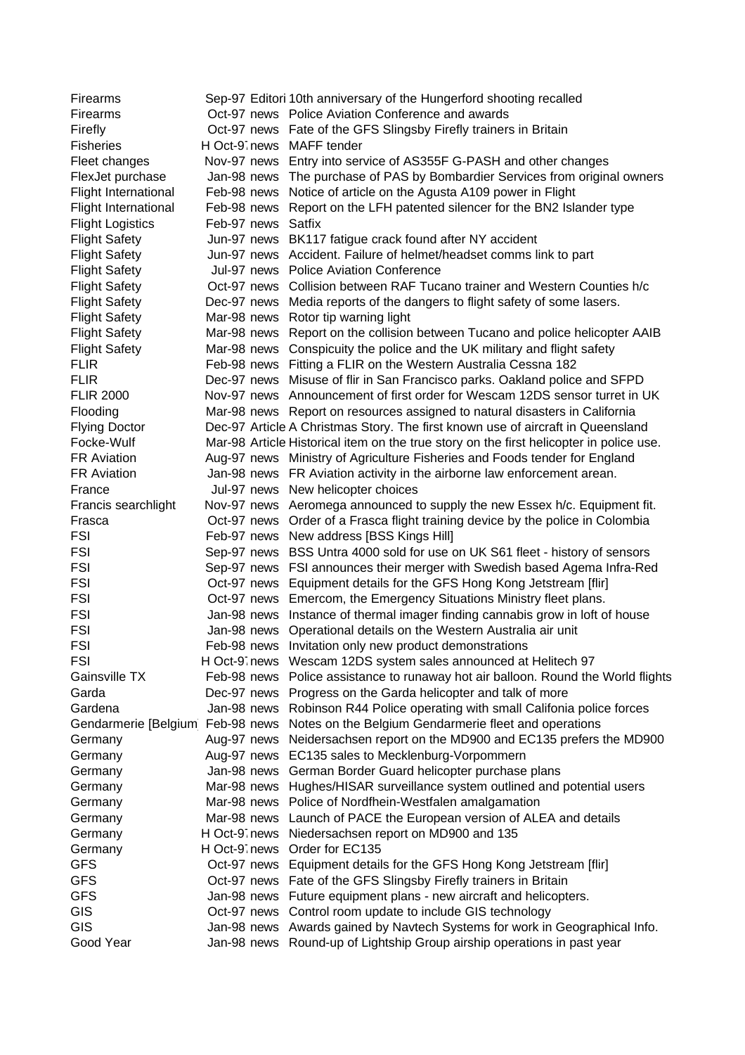| | | | |
|---|---|---|---|
| Firearms | Sep-97 | Editori | 10th anniversary of the Hungerford shooting recalled |
| Firearms | Oct-97 | news | Police Aviation Conference and awards |
| Firefly | Oct-97 | news | Fate of the GFS Slingsby Firefly trainers in Britain |
| Fisheries | H Oct-9 | news | MAFF tender |
| Fleet changes | Nov-97 | news | Entry into service of AS355F G-PASH and other changes |
| FlexJet purchase | Jan-98 | news | The purchase of PAS by Bombardier Services from original owners |
| Flight International | Feb-98 | news | Notice of article on the Agusta A109 power in Flight |
| Flight International | Feb-98 | news | Report on the LFH patented silencer for the BN2 Islander type |
| Flight Logistics | Feb-97 | news | Satfix |
| Flight Safety | Jun-97 | news | BK117 fatigue crack found after NY accident |
| Flight Safety | Jun-97 | news | Accident. Failure of helmet/headset comms link to part |
| Flight Safety | Jul-97 | news | Police Aviation Conference |
| Flight Safety | Oct-97 | news | Collision between RAF Tucano trainer and Western Counties h/c |
| Flight Safety | Dec-97 | news | Media reports of the dangers to flight safety of some lasers. |
| Flight Safety | Mar-98 | news | Rotor tip warning light |
| Flight Safety | Mar-98 | news | Report on the collision between Tucano and police helicopter AAIB |
| Flight Safety | Mar-98 | news | Conspicuity the police and the UK military and flight safety |
| FLIR | Feb-98 | news | Fitting a FLIR on the Western Australia Cessna 182 |
| FLIR | Dec-97 | news | Misuse of flir in San Francisco parks. Oakland police and SFPD |
| FLIR 2000 | Nov-97 | news | Announcement of first order for Wescam 12DS sensor turret in UK |
| Flooding | Mar-98 | news | Report on resources assigned to natural disasters in California |
| Flying Doctor | Dec-97 | Article | A Christmas Story. The first known use of aircraft in Queensland |
| Focke-Wulf | Mar-98 | Article | Historical item on the true story on the first helicopter in police use. |
| FR Aviation | Aug-97 | news | Ministry of Agriculture Fisheries and Foods tender for England |
| FR Aviation | Jan-98 | news | FR Aviation activity in the airborne law enforcement arean. |
| France | Jul-97 | news | New helicopter choices |
| Francis searchlight | Nov-97 | news | Aeromega announced to supply the new Essex h/c. Equipment fit. |
| Frasca | Oct-97 | news | Order of a Frasca flight training device by the police in Colombia |
| FSI | Feb-97 | news | New address [BSS Kings Hill] |
| FSI | Sep-97 | news | BSS Untra 4000 sold for use on UK S61 fleet - history of sensors |
| FSI | Sep-97 | news | FSI announces their merger with Swedish based Agema Infra-Red |
| FSI | Oct-97 | news | Equipment details for the GFS Hong Kong Jetstream [flir] |
| FSI | Oct-97 | news | Emercom, the Emergency Situations Ministry fleet plans. |
| FSI | Jan-98 | news | Instance of thermal imager finding cannabis grow in loft of house |
| FSI | Jan-98 | news | Operational details on the Western Australia air unit |
| FSI | Feb-98 | news | Invitation only new product demonstrations |
| FSI | H Oct-9 | news | Wescam 12DS system sales announced at Helitech 97 |
| Gainsville TX | Feb-98 | news | Police assistance to runaway hot air balloon. Round the World flights |
| Garda | Dec-97 | news | Progress on the Garda helicopter and talk of more |
| Gardena | Jan-98 | news | Robinson R44 Police operating with small Califonia police forces |
| Gendarmerie [Belgium | Feb-98 | news | Notes on the Belgium Gendarmerie fleet and operations |
| Germany | Aug-97 | news | Neidersachsen report on the MD900 and EC135 prefers the MD900 |
| Germany | Aug-97 | news | EC135 sales to Mecklenburg-Vorpommern |
| Germany | Jan-98 | news | German Border Guard helicopter purchase plans |
| Germany | Mar-98 | news | Hughes/HISAR surveillance system outlined and potential users |
| Germany | Mar-98 | news | Police of Nordfhein-Westfalen amalgamation |
| Germany | Mar-98 | news | Launch of PACE the European version of ALEA and details |
| Germany | H Oct-9 | news | Niedersachsen report on MD900 and 135 |
| Germany | H Oct-9 | news | Order for EC135 |
| GFS | Oct-97 | news | Equipment details for the GFS Hong Kong Jetstream [flir] |
| GFS | Oct-97 | news | Fate of the GFS Slingsby Firefly trainers in Britain |
| GFS | Jan-98 | news | Future equipment plans - new aircraft and helicopters. |
| GIS | Oct-97 | news | Control room update to include GIS technology |
| GIS | Jan-98 | news | Awards gained by Navtech Systems for work in Geographical Info. |
| Good Year | Jan-98 | news | Round-up of Lightship Group airship operations in past year |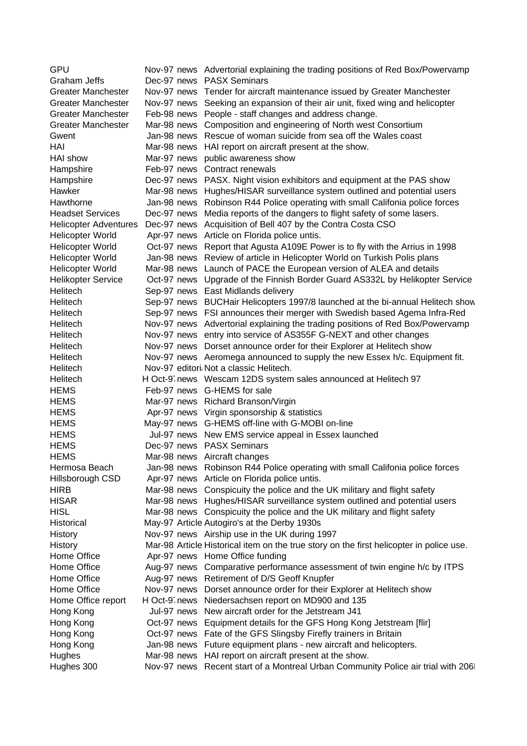| | | | |
|---|---|---|---|
| GPU | Nov-97 | news | Advertorial explaining the trading positions of Red Box/Powervamp |
| Graham Jeffs | Dec-97 | news | PASX Seminars |
| Greater Manchester | Nov-97 | news | Tender for aircraft maintenance issued by Greater Manchester |
| Greater Manchester | Nov-97 | news | Seeking an expansion of their air unit, fixed wing and helicopter |
| Greater Manchester | Feb-98 | news | People - staff changes and address change. |
| Greater Manchester | Mar-98 | news | Composition and engineering of North west Consortium |
| Gwent | Jan-98 | news | Rescue of woman suicide from sea off the Wales coast |
| HAI | Mar-98 | news | HAI report on aircraft present at the show. |
| HAI show | Mar-97 | news | public awareness show |
| Hampshire | Feb-97 | news | Contract renewals |
| Hampshire | Dec-97 | news | PASX. Night vision exhibitors and equipment at the PAS show |
| Hawker | Mar-98 | news | Hughes/HISAR surveillance system outlined and potential users |
| Hawthorne | Jan-98 | news | Robinson R44 Police operating with small Califonia police forces |
| Headset Services | Dec-97 | news | Media reports of the dangers to flight safety of some lasers. |
| Helicopter Adventures | Dec-97 | news | Acquisition of Bell 407 by the Contra Costa CSO |
| Helicopter World | Apr-97 | news | Article on Florida police untis. |
| Helicopter World | Oct-97 | news | Report that Agusta A109E Power is to fly with the Arrius in 1998 |
| Helicopter World | Jan-98 | news | Review of article in Helicopter World on Turkish Polis plans |
| Helicopter World | Mar-98 | news | Launch of PACE the European version of ALEA and details |
| Helikopter Service | Oct-97 | news | Upgrade of the Finnish Border Guard AS332L by Helikopter Service |
| Helitech | Sep-97 | news | East Midlands delivery |
| Helitech | Sep-97 | news | BUCHair Helicopters 1997/8 launched at the bi-annual Helitech show |
| Helitech | Sep-97 | news | FSI announces their merger with Swedish based Agema Infra-Red |
| Helitech | Nov-97 | news | Advertorial explaining the trading positions of Red Box/Powervamp |
| Helitech | Nov-97 | news | entry into service of AS355F G-NEXT and other changes |
| Helitech | Nov-97 | news | Dorset announce order for their Explorer at Helitech show |
| Helitech | Nov-97 | news | Aeromega announced to supply the new Essex h/c. Equipment fit. |
| Helitech | Nov-97 | editori | Not a classic Helitech. |
| Helitech | H Oct-97 | news | Wescam 12DS system sales announced at Helitech 97 |
| HEMS | Feb-97 | news | G-HEMS for sale |
| HEMS | Mar-97 | news | Richard Branson/Virgin |
| HEMS | Apr-97 | news | Virgin sponsorship & statistics |
| HEMS | May-97 | news | G-HEMS off-line with G-MOBI on-line |
| HEMS | Jul-97 | news | New EMS service appeal in Essex launched |
| HEMS | Dec-97 | news | PASX Seminars |
| HEMS | Mar-98 | news | Aircraft changes |
| Hermosa Beach | Jan-98 | news | Robinson R44 Police operating with small Califonia police forces |
| Hillsborough CSD | Apr-97 | news | Article on Florida police untis. |
| HIRB | Mar-98 | news | Conspicuity the police and the UK military and flight safety |
| HISAR | Mar-98 | news | Hughes/HISAR surveillance system outlined and potential users |
| HISL | Mar-98 | news | Conspicuity the police and the UK military and flight safety |
| Historical | May-97 | Article | Autogiro's at the Derby 1930s |
| History | Nov-97 | news | Airship use in the UK during 1997 |
| History | Mar-98 | Article | Historical item on the true story on the first helicopter in police use. |
| Home Office | Apr-97 | news | Home Office funding |
| Home Office | Aug-97 | news | Comparative performance assessment of twin engine h/c by ITPS |
| Home Office | Aug-97 | news | Retirement of D/S Geoff Knupfer |
| Home Office | Nov-97 | news | Dorset announce order for their Explorer at Helitech show |
| Home Office report | H Oct-97 | news | Niedersachsen report on MD900 and 135 |
| Hong Kong | Jul-97 | news | New aircraft order for the Jetstream J41 |
| Hong Kong | Oct-97 | news | Equipment details for the GFS Hong Kong Jetstream [flir] |
| Hong Kong | Oct-97 | news | Fate of the GFS Slingsby Firefly trainers in Britain |
| Hong Kong | Jan-98 | news | Future equipment plans - new aircraft and helicopters. |
| Hughes | Mar-98 | news | HAI report on aircraft present at the show. |
| Hughes 300 | Nov-97 | news | Recent start of a Montreal Urban Community Police air trial with 206l |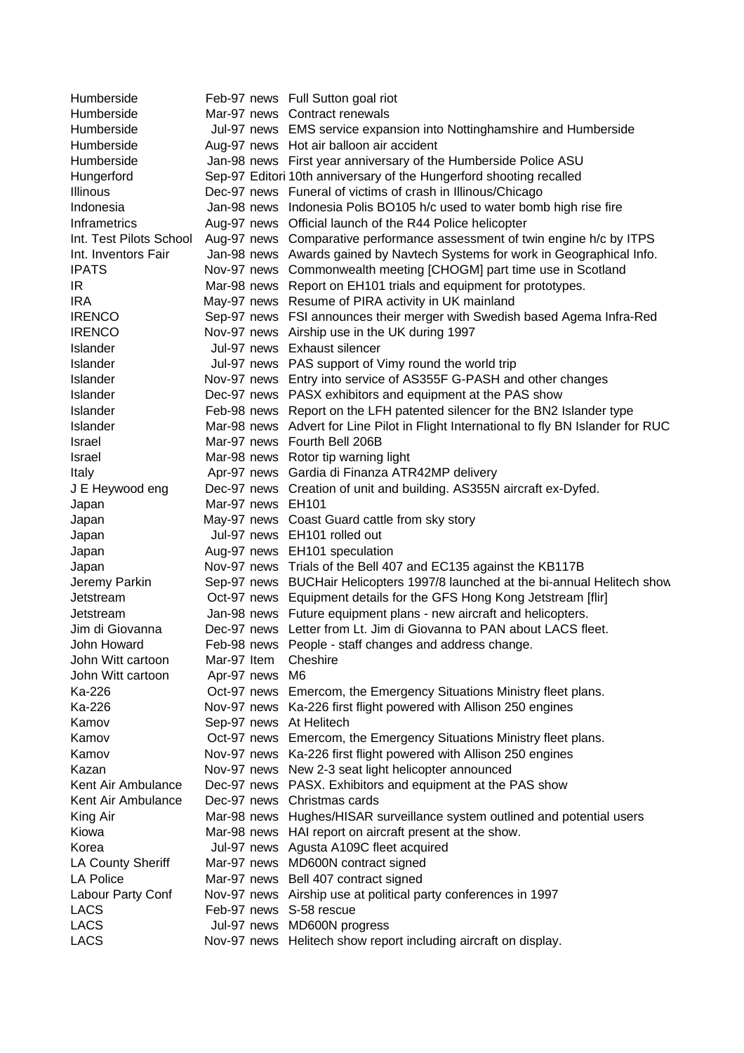| | | | |
|---|---|---|---|
| Humberside | Feb-97 | news | Full Sutton goal riot |
| Humberside | Mar-97 | news | Contract renewals |
| Humberside | Jul-97 | news | EMS service expansion into Nottinghamshire and Humberside |
| Humberside | Aug-97 | news | Hot air balloon air accident |
| Humberside | Jan-98 | news | First year anniversary of the Humberside Police ASU |
| Hungerford | Sep-97 | Editori | 10th anniversary of the Hungerford shooting recalled |
| Illinous | Dec-97 | news | Funeral of victims of crash in Illinous/Chicago |
| Indonesia | Jan-98 | news | Indonesia Polis BO105 h/c used to water bomb high rise fire |
| Inframetrics | Aug-97 | news | Official launch of the R44 Police helicopter |
| Int. Test Pilots School | Aug-97 | news | Comparative performance assessment of twin engine h/c by ITPS |
| Int. Inventors Fair | Jan-98 | news | Awards gained by Navtech Systems for work in Geographical Info. |
| IPATS | Nov-97 | news | Commonwealth meeting [CHOGM] part time use in Scotland |
| IR | Mar-98 | news | Report on EH101 trials and equipment for prototypes. |
| IRA | May-97 | news | Resume of PIRA activity in UK mainland |
| IRENCO | Sep-97 | news | FSI announces their merger with Swedish based Agema Infra-Red |
| IRENCO | Nov-97 | news | Airship use in the UK during 1997 |
| Islander | Jul-97 | news | Exhaust silencer |
| Islander | Jul-97 | news | PAS support of Vimy round the world trip |
| Islander | Nov-97 | news | Entry into service of AS355F G-PASH and other changes |
| Islander | Dec-97 | news | PASX exhibitors and equipment at the PAS show |
| Islander | Feb-98 | news | Report on the LFH patented silencer for the BN2 Islander type |
| Islander | Mar-98 | news | Advert for Line Pilot in Flight International to fly BN Islander for RUC |
| Israel | Mar-97 | news | Fourth Bell 206B |
| Israel | Mar-98 | news | Rotor tip warning light |
| Italy | Apr-97 | news | Gardia di Finanza ATR42MP delivery |
| J E Heywood eng | Dec-97 | news | Creation of unit and building. AS355N aircraft ex-Dyfed. |
| Japan | Mar-97 | news | EH101 |
| Japan | May-97 | news | Coast Guard cattle from sky story |
| Japan | Jul-97 | news | EH101 rolled out |
| Japan | Aug-97 | news | EH101 speculation |
| Japan | Nov-97 | news | Trials of the Bell 407 and EC135 against the KB117B |
| Jeremy Parkin | Sep-97 | news | BUCHair Helicopters 1997/8 launched at the bi-annual Helitech show |
| Jetstream | Oct-97 | news | Equipment details for the GFS Hong Kong Jetstream [flir] |
| Jetstream | Jan-98 | news | Future equipment plans - new aircraft and helicopters. |
| Jim di Giovanna | Dec-97 | news | Letter from Lt. Jim di Giovanna to PAN about LACS fleet. |
| John Howard | Feb-98 | news | People - staff changes and address change. |
| John Witt cartoon | Mar-97 | Item | Cheshire |
| John Witt cartoon | Apr-97 | news | M6 |
| Ka-226 | Oct-97 | news | Emercom, the Emergency Situations Ministry fleet plans. |
| Ka-226 | Nov-97 | news | Ka-226 first flight powered with Allison 250 engines |
| Kamov | Sep-97 | news | At Helitech |
| Kamov | Oct-97 | news | Emercom, the Emergency Situations Ministry fleet plans. |
| Kamov | Nov-97 | news | Ka-226 first flight powered with Allison 250 engines |
| Kazan | Nov-97 | news | New 2-3 seat light helicopter announced |
| Kent Air Ambulance | Dec-97 | news | PASX. Exhibitors and equipment at the PAS show |
| Kent Air Ambulance | Dec-97 | news | Christmas cards |
| King Air | Mar-98 | news | Hughes/HISAR surveillance system outlined and potential users |
| Kiowa | Mar-98 | news | HAI report on aircraft present at the show. |
| Korea | Jul-97 | news | Agusta A109C fleet acquired |
| LA County Sheriff | Mar-97 | news | MD600N contract signed |
| LA Police | Mar-97 | news | Bell 407 contract signed |
| Labour Party Conf | Nov-97 | news | Airship use at political party conferences in 1997 |
| LACS | Feb-97 | news | S-58 rescue |
| LACS | Jul-97 | news | MD600N progress |
| LACS | Nov-97 | news | Helitech show report including aircraft on display. |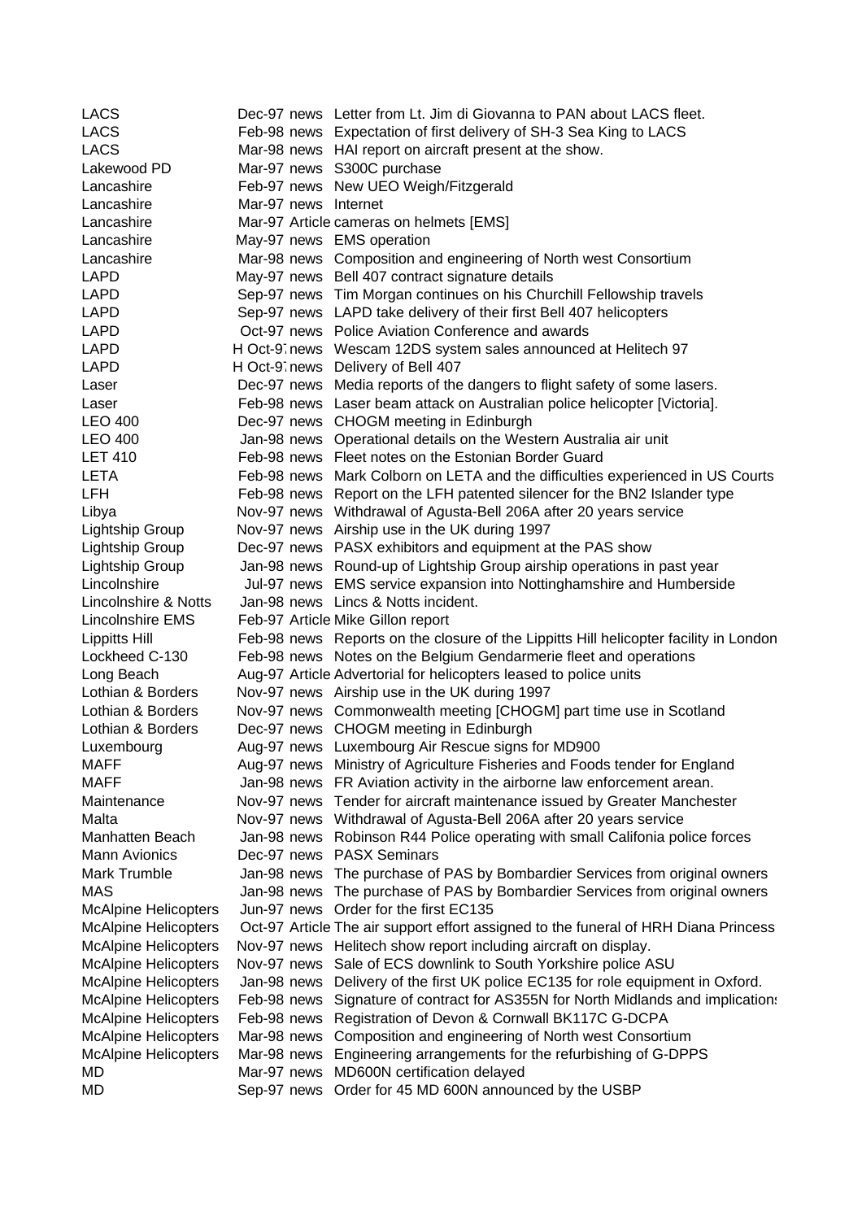| | | | |
|---|---|---|---|
| LACS | Dec-97 | news | Letter from Lt. Jim di Giovanna to PAN about LACS fleet. |
| LACS | Feb-98 | news | Expectation of first delivery of SH-3 Sea King to LACS |
| LACS | Mar-98 | news | HAI report on aircraft present at the show. |
| Lakewood PD | Mar-97 | news | S300C purchase |
| Lancashire | Feb-97 | news | New UEO Weigh/Fitzgerald |
| Lancashire | Mar-97 | news | Internet |
| Lancashire | Mar-97 | Article | cameras on helmets [EMS] |
| Lancashire | May-97 | news | EMS operation |
| Lancashire | Mar-98 | news | Composition and engineering of North west Consortium |
| LAPD | May-97 | news | Bell 407 contract signature details |
| LAPD | Sep-97 | news | Tim Morgan continues on his Churchill Fellowship travels |
| LAPD | Sep-97 | news | LAPD take delivery of their first Bell 407 helicopters |
| LAPD | Oct-97 | news | Police Aviation Conference and awards |
| LAPD | H Oct-97 | news | Wescam 12DS system sales announced at Helitech 97 |
| LAPD | H Oct-97 | news | Delivery of Bell 407 |
| Laser | Dec-97 | news | Media reports of the dangers to flight safety of some lasers. |
| Laser | Feb-98 | news | Laser beam attack on Australian police helicopter [Victoria]. |
| LEO 400 | Dec-97 | news | CHOGM meeting in Edinburgh |
| LEO 400 | Jan-98 | news | Operational details on the Western Australia air unit |
| LET 410 | Feb-98 | news | Fleet notes on the Estonian Border Guard |
| LETA | Feb-98 | news | Mark Colborn on LETA and the difficulties experienced in US Courts |
| LFH | Feb-98 | news | Report on the LFH patented silencer for the BN2 Islander type |
| Libya | Nov-97 | news | Withdrawal of Agusta-Bell 206A after 20 years service |
| Lightship Group | Nov-97 | news | Airship use in the UK during 1997 |
| Lightship Group | Dec-97 | news | PASX exhibitors and equipment at the PAS show |
| Lightship Group | Jan-98 | news | Round-up of Lightship Group airship operations in past year |
| Lincolnshire | Jul-97 | news | EMS service expansion into Nottinghamshire and Humberside |
| Lincolnshire & Notts | Jan-98 | news | Lincs & Notts incident. |
| Lincolnshire EMS | Feb-97 | Article | Mike Gillon report |
| Lippitts Hill | Feb-98 | news | Reports on the closure of the Lippitts Hill helicopter facility in London |
| Lockheed C-130 | Feb-98 | news | Notes on the Belgium Gendarmerie fleet and operations |
| Long Beach | Aug-97 | Article | Advertorial for helicopters leased to police units |
| Lothian & Borders | Nov-97 | news | Airship use in the UK during 1997 |
| Lothian & Borders | Nov-97 | news | Commonwealth meeting [CHOGM] part time use in Scotland |
| Lothian & Borders | Dec-97 | news | CHOGM meeting in Edinburgh |
| Luxembourg | Aug-97 | news | Luxembourg Air Rescue signs for MD900 |
| MAFF | Aug-97 | news | Ministry of Agriculture Fisheries and Foods tender for England |
| MAFF | Jan-98 | news | FR Aviation activity in the airborne law enforcement arean. |
| Maintenance | Nov-97 | news | Tender for aircraft maintenance issued by Greater Manchester |
| Malta | Nov-97 | news | Withdrawal of Agusta-Bell 206A after 20 years service |
| Manhatten Beach | Jan-98 | news | Robinson R44 Police operating with small Califonia police forces |
| Mann Avionics | Dec-97 | news | PASX Seminars |
| Mark Trumble | Jan-98 | news | The purchase of PAS by Bombardier Services from original owners |
| MAS | Jan-98 | news | The purchase of PAS by Bombardier Services from original owners |
| McAlpine Helicopters | Jun-97 | news | Order for the first EC135 |
| McAlpine Helicopters | Oct-97 | Article | The air support effort assigned to the funeral of HRH Diana Princess |
| McAlpine Helicopters | Nov-97 | news | Helitech show report including aircraft on display. |
| McAlpine Helicopters | Nov-97 | news | Sale of ECS downlink to South Yorkshire police ASU |
| McAlpine Helicopters | Jan-98 | news | Delivery of the first UK police EC135 for role equipment in Oxford. |
| McAlpine Helicopters | Feb-98 | news | Signature of contract for AS355N for North Midlands and implications |
| McAlpine Helicopters | Feb-98 | news | Registration of Devon & Cornwall BK117C G-DCPA |
| McAlpine Helicopters | Mar-98 | news | Composition and engineering of North west Consortium |
| McAlpine Helicopters | Mar-98 | news | Engineering arrangements for the refurbishing of G-DPPS |
| MD | Mar-97 | news | MD600N certification delayed |
| MD | Sep-97 | news | Order for 45 MD 600N announced by the USBP |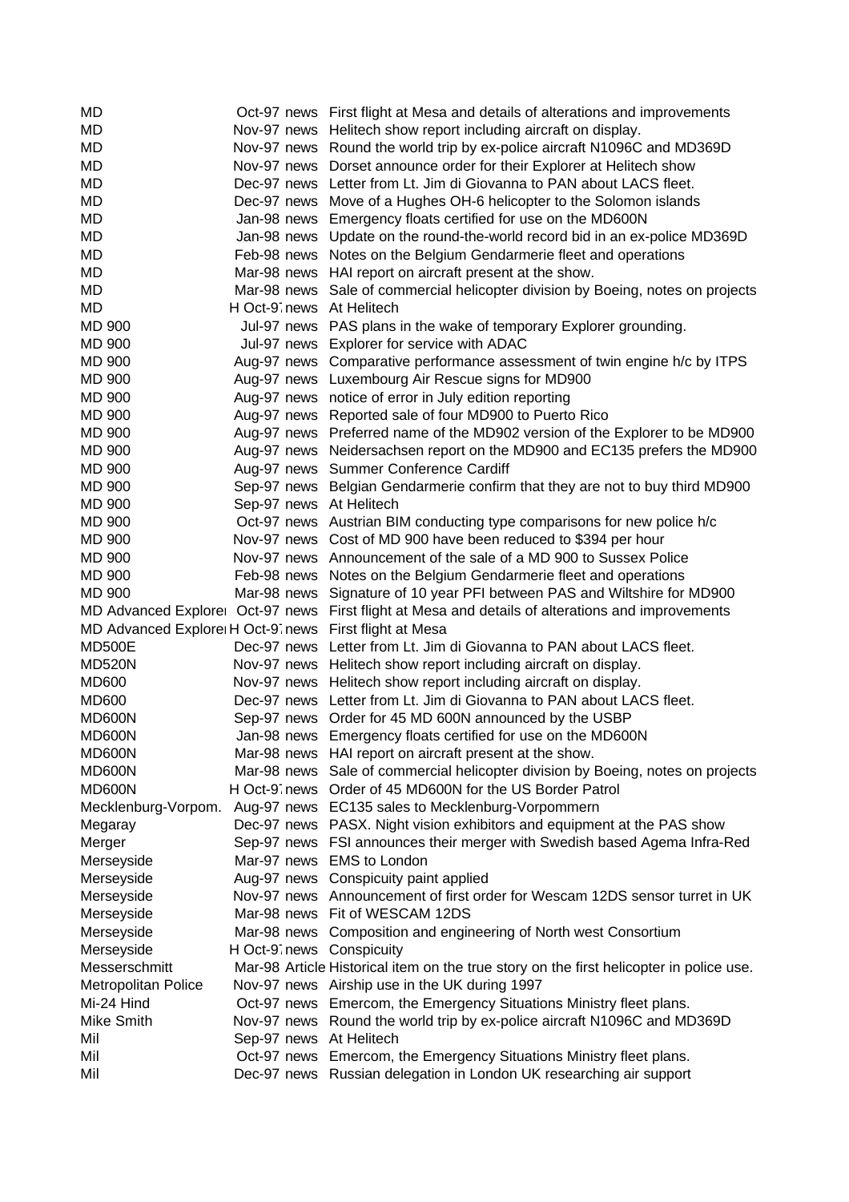| | | | |
|---|---|---|---|
| MD | Oct-97 | news | First flight at Mesa and details of alterations and improvements |
| MD | Nov-97 | news | Helitech show report including aircraft on display. |
| MD | Nov-97 | news | Round the world trip by ex-police aircraft N1096C and MD369D |
| MD | Nov-97 | news | Dorset announce order for their Explorer at Helitech show |
| MD | Dec-97 | news | Letter from Lt. Jim di Giovanna to PAN about LACS fleet. |
| MD | Dec-97 | news | Move of a Hughes OH-6 helicopter to the Solomon islands |
| MD | Jan-98 | news | Emergency floats certified for use on the MD600N |
| MD | Jan-98 | news | Update on the round-the-world record bid in an ex-police MD369D |
| MD | Feb-98 | news | Notes on the Belgium Gendarmerie fleet and operations |
| MD | Mar-98 | news | HAI report on aircraft present at the show. |
| MD | Mar-98 | news | Sale of commercial helicopter division by Boeing, notes on projects |
| MD | H Oct-97 | news | At Helitech |
| MD 900 | Jul-97 | news | PAS plans in the wake of temporary Explorer grounding. |
| MD 900 | Jul-97 | news | Explorer for service with ADAC |
| MD 900 | Aug-97 | news | Comparative performance assessment of twin engine h/c by ITPS |
| MD 900 | Aug-97 | news | Luxembourg Air Rescue signs for MD900 |
| MD 900 | Aug-97 | news | notice of error in July edition reporting |
| MD 900 | Aug-97 | news | Reported sale of four MD900 to Puerto Rico |
| MD 900 | Aug-97 | news | Preferred name of the MD902 version of the Explorer to be MD900 |
| MD 900 | Aug-97 | news | Neidersachsen report on the MD900 and EC135 prefers the MD900 |
| MD 900 | Aug-97 | news | Summer Conference Cardiff |
| MD 900 | Sep-97 | news | Belgian Gendarmerie confirm that they are not to buy third MD900 |
| MD 900 | Sep-97 | news | At Helitech |
| MD 900 | Oct-97 | news | Austrian BIM conducting type comparisons for new police h/c |
| MD 900 | Nov-97 | news | Cost of MD 900 have been reduced to $394 per hour |
| MD 900 | Nov-97 | news | Announcement of the sale of a MD 900 to Sussex Police |
| MD 900 | Feb-98 | news | Notes on the Belgium Gendarmerie fleet and operations |
| MD 900 | Mar-98 | news | Signature of 10 year PFI between PAS and Wiltshire for MD900 |
| MD Advanced Explorer | Oct-97 | news | First flight at Mesa and details of alterations and improvements |
| MD Advanced Explorer | H Oct-97 | news | First flight at Mesa |
| MD500E | Dec-97 | news | Letter from Lt. Jim di Giovanna to PAN about LACS fleet. |
| MD520N | Nov-97 | news | Helitech show report including aircraft on display. |
| MD600 | Nov-97 | news | Helitech show report including aircraft on display. |
| MD600 | Dec-97 | news | Letter from Lt. Jim di Giovanna to PAN about LACS fleet. |
| MD600N | Sep-97 | news | Order for 45 MD 600N announced by the USBP |
| MD600N | Jan-98 | news | Emergency floats certified for use on the MD600N |
| MD600N | Mar-98 | news | HAI report on aircraft present at the show. |
| MD600N | Mar-98 | news | Sale of commercial helicopter division by Boeing, notes on projects |
| MD600N | H Oct-97 | news | Order of 45 MD600N for the US Border Patrol |
| Mecklenburg-Vorpom. | Aug-97 | news | EC135 sales to Mecklenburg-Vorpommern |
| Megaray | Dec-97 | news | PASX. Night vision exhibitors and equipment at the PAS show |
| Merger | Sep-97 | news | FSI announces their merger with Swedish based Agema Infra-Red |
| Merseyside | Mar-97 | news | EMS to London |
| Merseyside | Aug-97 | news | Conspicuity paint applied |
| Merseyside | Nov-97 | news | Announcement of first order for Wescam 12DS sensor turret in UK |
| Merseyside | Mar-98 | news | Fit of WESCAM 12DS |
| Merseyside | Mar-98 | news | Composition and engineering of North west Consortium |
| Merseyside | H Oct-97 | news | Conspicuity |
| Messerschmitt | Mar-98 | Article | Historical item on the true story on the first helicopter in police use. |
| Metropolitan Police | Nov-97 | news | Airship use in the UK during 1997 |
| Mi-24 Hind | Oct-97 | news | Emercom, the Emergency Situations Ministry fleet plans. |
| Mike Smith | Nov-97 | news | Round the world trip by ex-police aircraft N1096C and MD369D |
| Mil | Sep-97 | news | At Helitech |
| Mil | Oct-97 | news | Emercom, the Emergency Situations Ministry fleet plans. |
| Mil | Dec-97 | news | Russian delegation in London UK researching air support |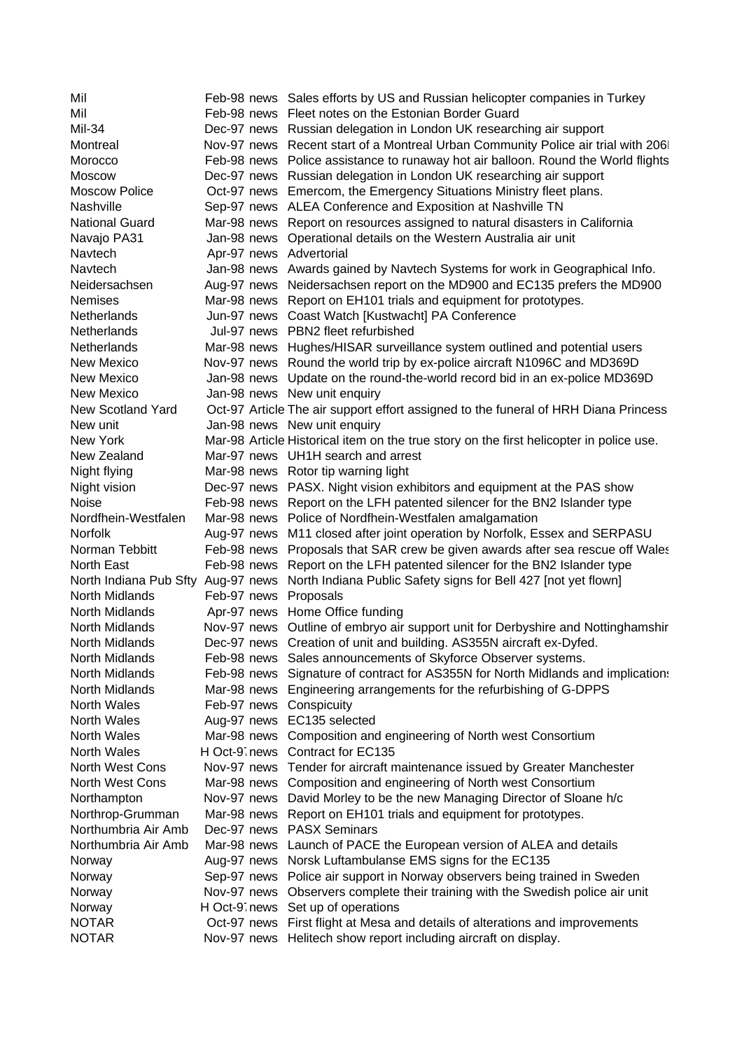| | | | |
|---|---|---|---|
| Mil | Feb-98 | news | Sales efforts by US and Russian helicopter companies in Turkey |
| Mil | Feb-98 | news | Fleet notes on the Estonian Border Guard |
| Mil-34 | Dec-97 | news | Russian delegation in London UK researching air support |
| Montreal | Nov-97 | news | Recent start of a Montreal Urban Community Police air trial with 206l |
| Morocco | Feb-98 | news | Police assistance to runaway hot air balloon. Round the World flights |
| Moscow | Dec-97 | news | Russian delegation in London UK researching air support |
| Moscow Police | Oct-97 | news | Emercom, the Emergency Situations Ministry fleet plans. |
| Nashville | Sep-97 | news | ALEA Conference and Exposition at Nashville TN |
| National Guard | Mar-98 | news | Report on resources assigned to natural disasters in California |
| Navajo PA31 | Jan-98 | news | Operational details on the Western Australia air unit |
| Navtech | Apr-97 | news | Advertorial |
| Navtech | Jan-98 | news | Awards gained by Navtech Systems for work in Geographical Info. |
| Neidersachsen | Aug-97 | news | Neidersachsen report on the MD900 and EC135 prefers the MD900 |
| Nemises | Mar-98 | news | Report on EH101 trials and equipment for prototypes. |
| Netherlands | Jun-97 | news | Coast Watch [Kustwacht] PA Conference |
| Netherlands | Jul-97 | news | PBN2 fleet refurbished |
| Netherlands | Mar-98 | news | Hughes/HISAR surveillance system outlined and potential users |
| New Mexico | Nov-97 | news | Round the world trip by ex-police aircraft N1096C and MD369D |
| New Mexico | Jan-98 | news | Update on the round-the-world record bid in an ex-police MD369D |
| New Mexico | Jan-98 | news | New unit enquiry |
| New Scotland Yard | Oct-97 | Article | The air support effort assigned to the funeral of HRH Diana Princess |
| New unit | Jan-98 | news | New unit enquiry |
| New York | Mar-98 | Article | Historical item on the true story on the first helicopter in police use. |
| New Zealand | Mar-97 | news | UH1H search and arrest |
| Night flying | Mar-98 | news | Rotor tip warning light |
| Night vision | Dec-97 | news | PASX. Night vision exhibitors and equipment at the PAS show |
| Noise | Feb-98 | news | Report on the LFH patented silencer for the BN2 Islander type |
| Nordfhein-Westfalen | Mar-98 | news | Police of Nordfhein-Westfalen amalgamation |
| Norfolk | Aug-97 | news | M11 closed after joint operation by Norfolk, Essex and SERPASU |
| Norman Tebbitt | Feb-98 | news | Proposals that SAR crew be given awards after sea rescue off Wales |
| North East | Feb-98 | news | Report on the LFH patented silencer for the BN2 Islander type |
| North Indiana Pub Sfty | Aug-97 | news | North Indiana Public Safety signs for Bell 427 [not yet flown] |
| North Midlands | Feb-97 | news | Proposals |
| North Midlands | Apr-97 | news | Home Office funding |
| North Midlands | Nov-97 | news | Outline of embryo air support unit for Derbyshire and Nottinghamshir |
| North Midlands | Dec-97 | news | Creation of unit and building. AS355N aircraft ex-Dyfed. |
| North Midlands | Feb-98 | news | Sales announcements of Skyforce Observer systems. |
| North Midlands | Feb-98 | news | Signature of contract for AS355N for North Midlands and implications |
| North Midlands | Mar-98 | news | Engineering arrangements for the refurbishing of G-DPPS |
| North Wales | Feb-97 | news | Conspicuity |
| North Wales | Aug-97 | news | EC135 selected |
| North Wales | Mar-98 | news | Composition and engineering of North west Consortium |
| North Wales | H Oct-97 | news | Contract for EC135 |
| North West Cons | Nov-97 | news | Tender for aircraft maintenance issued by Greater Manchester |
| North West Cons | Mar-98 | news | Composition and engineering of North west Consortium |
| Northampton | Nov-97 | news | David Morley to be the new Managing Director of Sloane h/c |
| Northrop-Grumman | Mar-98 | news | Report on EH101 trials and equipment for prototypes. |
| Northumbria Air Amb | Dec-97 | news | PASX Seminars |
| Northumbria Air Amb | Mar-98 | news | Launch of PACE the European version of ALEA and details |
| Norway | Aug-97 | news | Norsk Luftambulanse EMS signs for the EC135 |
| Norway | Sep-97 | news | Police air support in Norway observers being trained in Sweden |
| Norway | Nov-97 | news | Observers complete their training with the Swedish police air unit |
| Norway | H Oct-97 | news | Set up of operations |
| NOTAR | Oct-97 | news | First flight at Mesa and details of alterations and improvements |
| NOTAR | Nov-97 | news | Helitech show report including aircraft on display. |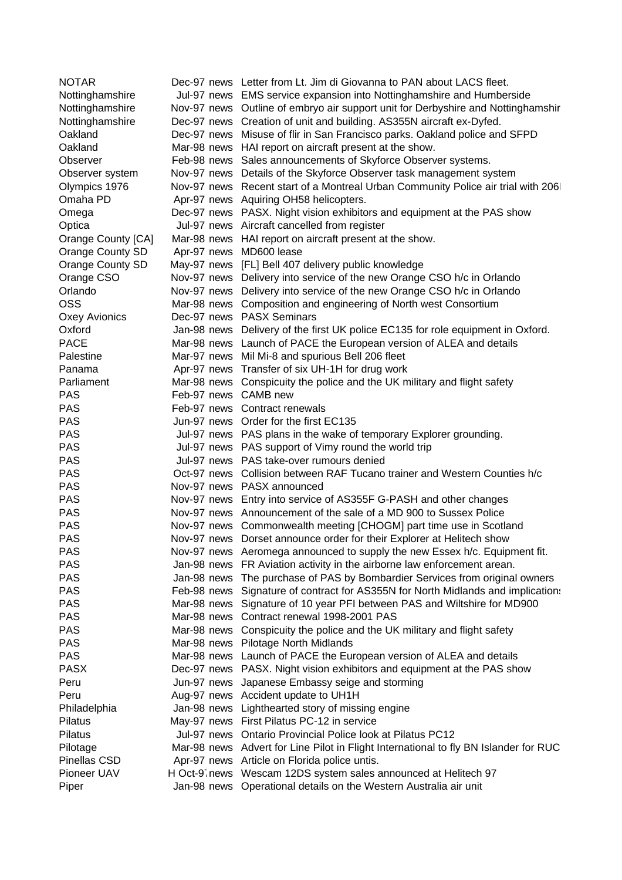| | | |
|---|---|---|
| NOTAR | Dec-97 news | Letter from Lt. Jim di Giovanna to PAN about LACS fleet. |
| Nottinghamshire | Jul-97 news | EMS service expansion into Nottinghamshire and Humberside |
| Nottinghamshire | Nov-97 news | Outline of embryo air support unit for Derbyshire and Nottinghamshir |
| Nottinghamshire | Dec-97 news | Creation of unit and building. AS355N aircraft ex-Dyfed. |
| Oakland | Dec-97 news | Misuse of flir in San Francisco parks. Oakland police and SFPD |
| Oakland | Mar-98 news | HAI report on aircraft present at the show. |
| Observer | Feb-98 news | Sales announcements of Skyforce Observer systems. |
| Observer system | Nov-97 news | Details of the Skyforce Observer task management system |
| Olympics 1976 | Nov-97 news | Recent start of a Montreal Urban Community Police air trial with 206I |
| Omaha PD | Apr-97 news | Aquiring OH58 helicopters. |
| Omega | Dec-97 news | PASX. Night vision exhibitors and equipment at the PAS show |
| Optica | Jul-97 news | Aircraft cancelled from register |
| Orange County [CA] | Mar-98 news | HAI report on aircraft present at the show. |
| Orange County SD | Apr-97 news | MD600 lease |
| Orange County SD | May-97 news | [FL] Bell 407 delivery public knowledge |
| Orange CSO | Nov-97 news | Delivery into service of the new Orange CSO h/c in Orlando |
| Orlando | Nov-97 news | Delivery into service of the new Orange CSO h/c in Orlando |
| OSS | Mar-98 news | Composition and engineering of North west Consortium |
| Oxey Avionics | Dec-97 news | PASX Seminars |
| Oxford | Jan-98 news | Delivery of the first UK police EC135 for role equipment in Oxford. |
| PACE | Mar-98 news | Launch of PACE the European version of ALEA and details |
| Palestine | Mar-97 news | Mil Mi-8 and spurious Bell 206 fleet |
| Panama | Apr-97 news | Transfer of six UH-1H for drug work |
| Parliament | Mar-98 news | Conspicuity the police and the UK military and flight safety |
| PAS | Feb-97 news | CAMB new |
| PAS | Feb-97 news | Contract renewals |
| PAS | Jun-97 news | Order for the first EC135 |
| PAS | Jul-97 news | PAS plans in the wake of temporary Explorer grounding. |
| PAS | Jul-97 news | PAS support of Vimy round the world trip |
| PAS | Jul-97 news | PAS take-over rumours denied |
| PAS | Oct-97 news | Collision between RAF Tucano trainer and Western Counties h/c |
| PAS | Nov-97 news | PASX announced |
| PAS | Nov-97 news | Entry into service of AS355F G-PASH and other changes |
| PAS | Nov-97 news | Announcement of the sale of a MD 900 to Sussex Police |
| PAS | Nov-97 news | Commonwealth meeting [CHOGM] part time use in Scotland |
| PAS | Nov-97 news | Dorset announce order for their Explorer at Helitech show |
| PAS | Nov-97 news | Aeromega announced to supply the new Essex h/c. Equipment fit. |
| PAS | Jan-98 news | FR Aviation activity in the airborne law enforcement arean. |
| PAS | Jan-98 news | The purchase of PAS by Bombardier Services from original owners |
| PAS | Feb-98 news | Signature of contract for AS355N for North Midlands and implications |
| PAS | Mar-98 news | Signature of 10 year PFI between PAS and Wiltshire for MD900 |
| PAS | Mar-98 news | Contract renewal 1998-2001 PAS |
| PAS | Mar-98 news | Conspicuity the police and the UK military and flight safety |
| PAS | Mar-98 news | Pilotage North Midlands |
| PAS | Mar-98 news | Launch of PACE the European version of ALEA and details |
| PASX | Dec-97 news | PASX. Night vision exhibitors and equipment at the PAS show |
| Peru | Jun-97 news | Japanese Embassy seige and storming |
| Peru | Aug-97 news | Accident update to UH1H |
| Philadelphia | Jan-98 news | Lighthearted story of missing engine |
| Pilatus | May-97 news | First Pilatus PC-12 in service |
| Pilatus | Jul-97 news | Ontario Provincial Police look at Pilatus PC12 |
| Pilotage | Mar-98 news | Advert for Line Pilot in Flight International to fly BN Islander for RUC |
| Pinellas CSD | Apr-97 news | Article on Florida police untis. |
| Pioneer UAV | H Oct-97 news | Wescam 12DS system sales announced at Helitech 97 |
| Piper | Jan-98 news | Operational details on the Western Australia air unit |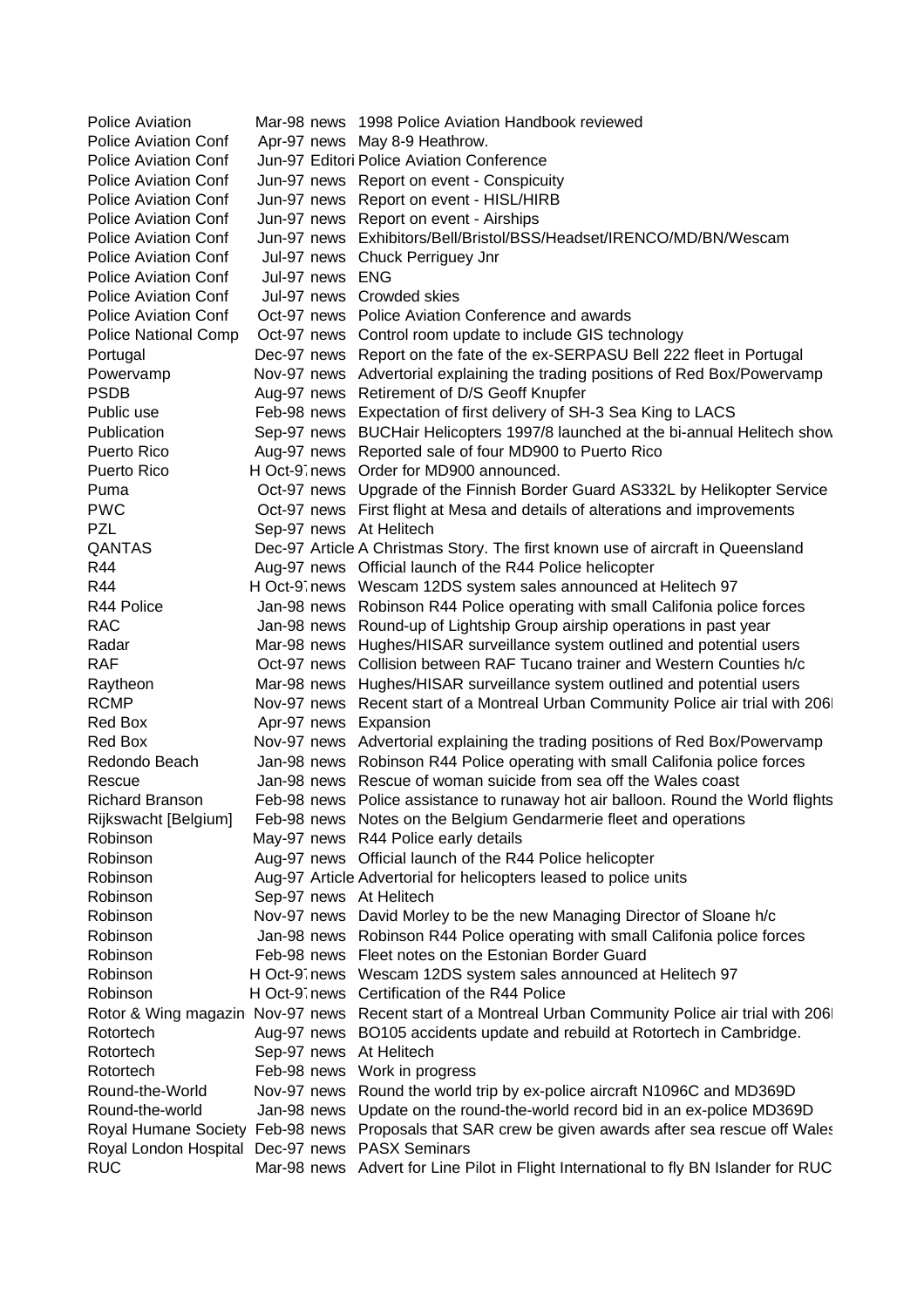| | | | |
|---|---|---|---|
| Police Aviation | Mar-98 | news | 1998 Police Aviation Handbook reviewed |
| Police Aviation Conf | Apr-97 | news | May 8-9 Heathrow. |
| Police Aviation Conf | Jun-97 | Editori | Police Aviation Conference |
| Police Aviation Conf | Jun-97 | news | Report on event - Conspicuity |
| Police Aviation Conf | Jun-97 | news | Report on event - HISL/HIRB |
| Police Aviation Conf | Jun-97 | news | Report on event - Airships |
| Police Aviation Conf | Jun-97 | news | Exhibitors/Bell/Bristol/BSS/Headset/IRENCO/MD/BN/Wescam |
| Police Aviation Conf | Jul-97 | news | Chuck Perriguey Jnr |
| Police Aviation Conf | Jul-97 | news | ENG |
| Police Aviation Conf | Jul-97 | news | Crowded skies |
| Police Aviation Conf | Oct-97 | news | Police Aviation Conference and awards |
| Police National Comp | Oct-97 | news | Control room update to include GIS technology |
| Portugal | Dec-97 | news | Report on the fate of the ex-SERPASU Bell 222 fleet in Portugal |
| Powervamp | Nov-97 | news | Advertorial explaining the trading positions of Red Box/Powervamp |
| PSDB | Aug-97 | news | Retirement of D/S Geoff Knupfer |
| Public use | Feb-98 | news | Expectation of first delivery of SH-3 Sea King to LACS |
| Publication | Sep-97 | news | BUCHair Helicopters 1997/8 launched at the bi-annual Helitech show |
| Puerto Rico | Aug-97 | news | Reported sale of four MD900 to Puerto Rico |
| Puerto Rico | H Oct-97 | news | Order for MD900 announced. |
| Puma | Oct-97 | news | Upgrade of the Finnish Border Guard AS332L by Helikopter Service |
| PWC | Oct-97 | news | First flight at Mesa and details of alterations and improvements |
| PZL | Sep-97 | news | At Helitech |
| QANTAS | Dec-97 | Article | A Christmas Story. The first known use of aircraft in Queensland |
| R44 | Aug-97 | news | Official launch of the R44 Police helicopter |
| R44 | H Oct-97 | news | Wescam 12DS system sales announced at Helitech 97 |
| R44 Police | Jan-98 | news | Robinson R44 Police operating with small Califonia police forces |
| RAC | Jan-98 | news | Round-up of Lightship Group airship operations in past year |
| Radar | Mar-98 | news | Hughes/HISAR surveillance system outlined and potential users |
| RAF | Oct-97 | news | Collision between RAF Tucano trainer and Western Counties h/c |
| Raytheon | Mar-98 | news | Hughes/HISAR surveillance system outlined and potential users |
| RCMP | Nov-97 | news | Recent start of a Montreal Urban Community Police air trial with 206 |
| Red Box | Apr-97 | news | Expansion |
| Red Box | Nov-97 | news | Advertorial explaining the trading positions of Red Box/Powervamp |
| Redondo Beach | Jan-98 | news | Robinson R44 Police operating with small Califonia police forces |
| Rescue | Jan-98 | news | Rescue of woman suicide from sea off the Wales coast |
| Richard Branson | Feb-98 | news | Police assistance to runaway hot air balloon. Round the World flights |
| Rijkswacht [Belgium] | Feb-98 | news | Notes on the Belgium Gendarmerie fleet and operations |
| Robinson | May-97 | news | R44 Police early details |
| Robinson | Aug-97 | news | Official launch of the R44 Police helicopter |
| Robinson | Aug-97 | Article | Advertorial for helicopters leased to police units |
| Robinson | Sep-97 | news | At Helitech |
| Robinson | Nov-97 | news | David Morley to be the new Managing Director of Sloane h/c |
| Robinson | Jan-98 | news | Robinson R44 Police operating with small Califonia police forces |
| Robinson | Feb-98 | news | Fleet notes on the Estonian Border Guard |
| Robinson | H Oct-97 | news | Wescam 12DS system sales announced at Helitech 97 |
| Robinson | H Oct-97 | news | Certification of the R44 Police |
| Rotor & Wing magazin | Nov-97 | news | Recent start of a Montreal Urban Community Police air trial with 206 |
| Rotortech | Aug-97 | news | BO105 accidents update and rebuild at Rotortech in Cambridge. |
| Rotortech | Sep-97 | news | At Helitech |
| Rotortech | Feb-98 | news | Work in progress |
| Round-the-World | Nov-97 | news | Round the world trip by ex-police aircraft N1096C and MD369D |
| Round-the-world | Jan-98 | news | Update on the round-the-world record bid in an ex-police MD369D |
| Royal Humane Society | Feb-98 | news | Proposals that SAR crew be given awards after sea rescue off Wales |
| Royal London Hospital | Dec-97 | news | PASX Seminars |
| RUC | Mar-98 | news | Advert for Line Pilot in Flight International to fly BN Islander for RUC |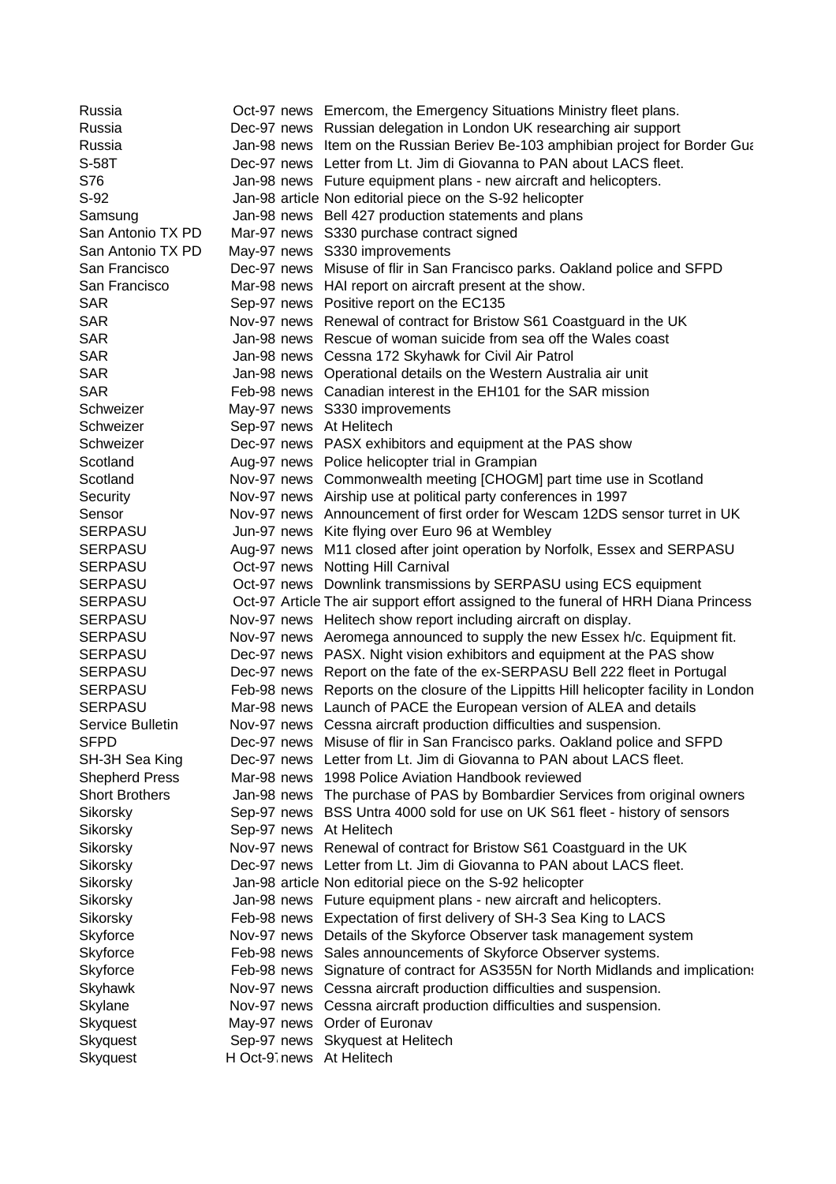| | | | |
|---|---|---|---|
| Russia | Oct-97 | news | Emercom, the Emergency Situations Ministry fleet plans. |
| Russia | Dec-97 | news | Russian delegation in London UK researching air support |
| Russia | Jan-98 | news | Item on the Russian Beriev Be-103 amphibian project for Border Gua |
| S-58T | Dec-97 | news | Letter from Lt. Jim di Giovanna to PAN about LACS fleet. |
| S76 | Jan-98 | news | Future equipment plans - new aircraft and helicopters. |
| S-92 | Jan-98 | article | Non editorial piece on the S-92 helicopter |
| Samsung | Jan-98 | news | Bell 427 production statements and plans |
| San Antonio TX PD | Mar-97 | news | S330 purchase contract signed |
| San Antonio TX PD | May-97 | news | S330 improvements |
| San Francisco | Dec-97 | news | Misuse of flir in San Francisco parks. Oakland police and SFPD |
| San Francisco | Mar-98 | news | HAI report on aircraft present at the show. |
| SAR | Sep-97 | news | Positive report on the EC135 |
| SAR | Nov-97 | news | Renewal of contract for Bristow S61 Coastguard in the UK |
| SAR | Jan-98 | news | Rescue of woman suicide from sea off the Wales coast |
| SAR | Jan-98 | news | Cessna 172 Skyhawk for Civil Air Patrol |
| SAR | Jan-98 | news | Operational details on the Western Australia air unit |
| SAR | Feb-98 | news | Canadian interest in the EH101 for the SAR mission |
| Schweizer | May-97 | news | S330 improvements |
| Schweizer | Sep-97 | news | At Helitech |
| Schweizer | Dec-97 | news | PASX exhibitors and equipment at the PAS show |
| Scotland | Aug-97 | news | Police helicopter trial in Grampian |
| Scotland | Nov-97 | news | Commonwealth meeting [CHOGM] part time use in Scotland |
| Security | Nov-97 | news | Airship use at political party conferences in 1997 |
| Sensor | Nov-97 | news | Announcement of first order for Wescam 12DS sensor turret in UK |
| SERPASU | Jun-97 | news | Kite flying over Euro 96 at Wembley |
| SERPASU | Aug-97 | news | M11 closed after joint operation by Norfolk, Essex and SERPASU |
| SERPASU | Oct-97 | news | Notting Hill Carnival |
| SERPASU | Oct-97 | news | Downlink transmissions by SERPASU using ECS equipment |
| SERPASU | Oct-97 | Article | The air support effort assigned to the funeral of HRH Diana Princess |
| SERPASU | Nov-97 | news | Helitech show report including aircraft on display. |
| SERPASU | Nov-97 | news | Aeromega announced to supply the new Essex h/c. Equipment fit. |
| SERPASU | Dec-97 | news | PASX. Night vision exhibitors and equipment at the PAS show |
| SERPASU | Dec-97 | news | Report on the fate of the ex-SERPASU Bell 222 fleet in Portugal |
| SERPASU | Feb-98 | news | Reports on the closure of the Lippitts Hill helicopter facility in London |
| SERPASU | Mar-98 | news | Launch of PACE the European version of ALEA and details |
| Service Bulletin | Nov-97 | news | Cessna aircraft production difficulties and suspension. |
| SFPD | Dec-97 | news | Misuse of flir in San Francisco parks. Oakland police and SFPD |
| SH-3H Sea King | Dec-97 | news | Letter from Lt. Jim di Giovanna to PAN about LACS fleet. |
| Shepherd Press | Mar-98 | news | 1998 Police Aviation Handbook reviewed |
| Short Brothers | Jan-98 | news | The purchase of PAS by Bombardier Services from original owners |
| Sikorsky | Sep-97 | news | BSS Untra 4000 sold for use on UK S61 fleet - history of sensors |
| Sikorsky | Sep-97 | news | At Helitech |
| Sikorsky | Nov-97 | news | Renewal of contract for Bristow S61 Coastguard in the UK |
| Sikorsky | Dec-97 | news | Letter from Lt. Jim di Giovanna to PAN about LACS fleet. |
| Sikorsky | Jan-98 | article | Non editorial piece on the S-92 helicopter |
| Sikorsky | Jan-98 | news | Future equipment plans - new aircraft and helicopters. |
| Sikorsky | Feb-98 | news | Expectation of first delivery of SH-3 Sea King to LACS |
| Skyforce | Nov-97 | news | Details of the Skyforce Observer task management system |
| Skyforce | Feb-98 | news | Sales announcements of Skyforce Observer systems. |
| Skyforce | Feb-98 | news | Signature of contract for AS355N for North Midlands and implications |
| Skyhawk | Nov-97 | news | Cessna aircraft production difficulties and suspension. |
| Skylane | Nov-97 | news | Cessna aircraft production difficulties and suspension. |
| Skyquest | May-97 | news | Order of Euronav |
| Skyquest | Sep-97 | news | Skyquest at Helitech |
| Skyquest | H Oct-97 | news | At Helitech |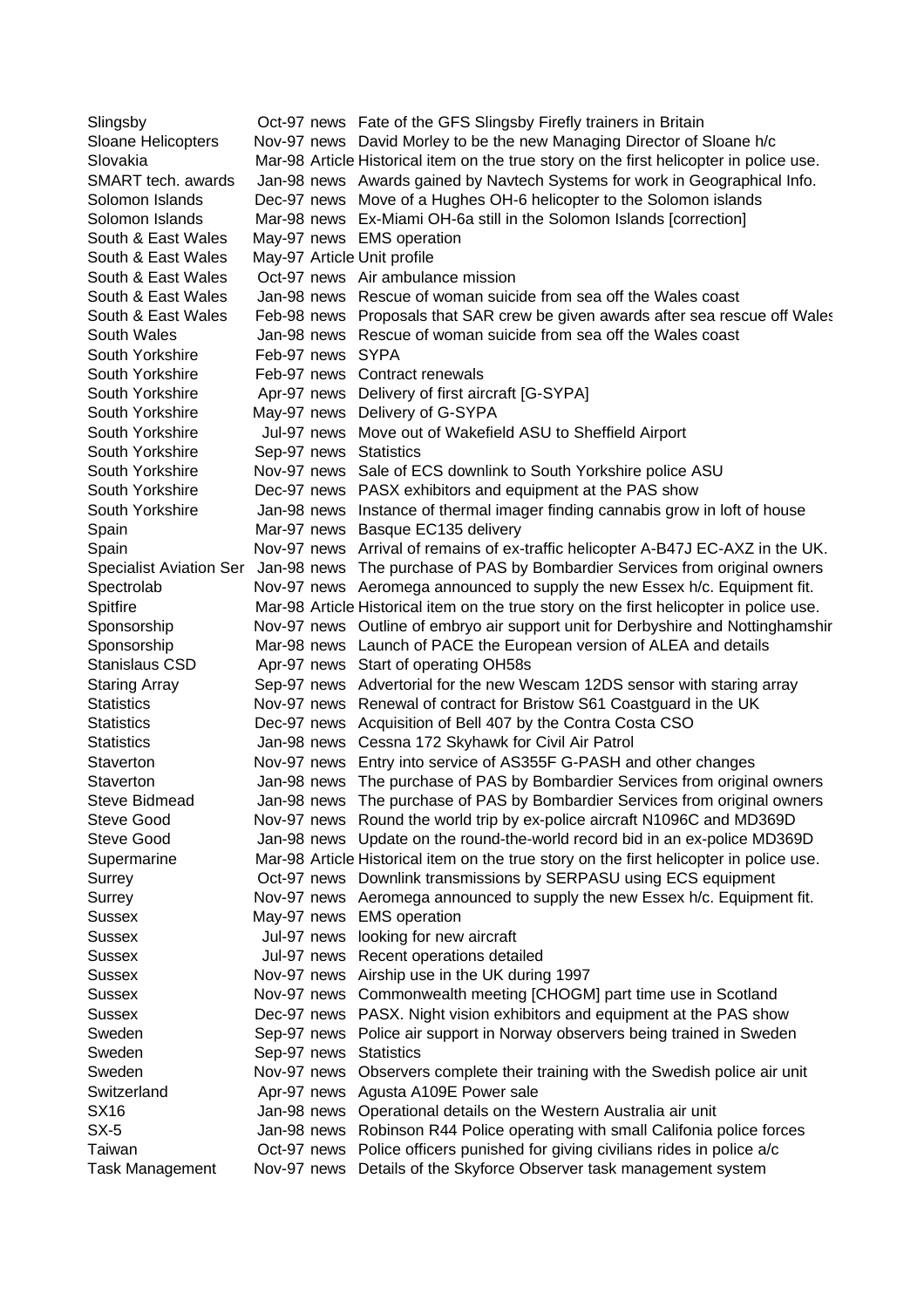| | | | |
|---|---|---|---|
| Slingsby | Oct-97 | news | Fate of the GFS Slingsby Firefly trainers in Britain |
| Sloane Helicopters | Nov-97 | news | David Morley to be the new Managing Director of Sloane h/c |
| Slovakia | Mar-98 | Article | Historical item on the true story on the first helicopter in police use. |
| SMART tech. awards | Jan-98 | news | Awards gained by Navtech Systems for work in Geographical Info. |
| Solomon Islands | Dec-97 | news | Move of a Hughes OH-6 helicopter to the Solomon islands |
| Solomon Islands | Mar-98 | news | Ex-Miami OH-6a still in the Solomon Islands [correction] |
| South & East Wales | May-97 | news | EMS operation |
| South & East Wales | May-97 | Article | Unit profile |
| South & East Wales | Oct-97 | news | Air ambulance mission |
| South & East Wales | Jan-98 | news | Rescue of woman suicide from sea off the Wales coast |
| South & East Wales | Feb-98 | news | Proposals that SAR crew be given awards after sea rescue off Wales |
| South Wales | Jan-98 | news | Rescue of woman suicide from sea off the Wales coast |
| South Yorkshire | Feb-97 | news | SYPA |
| South Yorkshire | Feb-97 | news | Contract renewals |
| South Yorkshire | Apr-97 | news | Delivery of first aircraft [G-SYPA] |
| South Yorkshire | May-97 | news | Delivery of G-SYPA |
| South Yorkshire | Jul-97 | news | Move out of Wakefield ASU to Sheffield Airport |
| South Yorkshire | Sep-97 | news | Statistics |
| South Yorkshire | Nov-97 | news | Sale of ECS downlink to South Yorkshire police ASU |
| South Yorkshire | Dec-97 | news | PASX exhibitors and equipment at the PAS show |
| South Yorkshire | Jan-98 | news | Instance of thermal imager finding cannabis grow in loft of house |
| Spain | Mar-97 | news | Basque EC135 delivery |
| Spain | Nov-97 | news | Arrival of remains of ex-traffic helicopter A-B47J EC-AXZ in the UK. |
| Specialist Aviation Ser | Jan-98 | news | The purchase of PAS by Bombardier Services from original owners |
| Spectrolab | Nov-97 | news | Aeromega announced to supply the new Essex h/c. Equipment fit. |
| Spitfire | Mar-98 | Article | Historical item on the true story on the first helicopter in police use. |
| Sponsorship | Nov-97 | news | Outline of embryo air support unit for Derbyshire and Nottinghamshir |
| Sponsorship | Mar-98 | news | Launch of PACE the European version of ALEA and details |
| Stanislaus CSD | Apr-97 | news | Start of operating OH58s |
| Staring Array | Sep-97 | news | Advertorial for the new Wescam 12DS sensor with staring array |
| Statistics | Nov-97 | news | Renewal of contract for Bristow S61 Coastguard in the UK |
| Statistics | Dec-97 | news | Acquisition of Bell 407 by the Contra Costa CSO |
| Statistics | Jan-98 | news | Cessna 172 Skyhawk for Civil Air Patrol |
| Staverton | Nov-97 | news | Entry into service of AS355F G-PASH and other changes |
| Staverton | Jan-98 | news | The purchase of PAS by Bombardier Services from original owners |
| Steve Bidmead | Jan-98 | news | The purchase of PAS by Bombardier Services from original owners |
| Steve Good | Nov-97 | news | Round the world trip by ex-police aircraft N1096C and MD369D |
| Steve Good | Jan-98 | news | Update on the round-the-world record bid in an ex-police MD369D |
| Supermarine | Mar-98 | Article | Historical item on the true story on the first helicopter in police use. |
| Surrey | Oct-97 | news | Downlink transmissions by SERPASU using ECS equipment |
| Surrey | Nov-97 | news | Aeromega announced to supply the new Essex h/c. Equipment fit. |
| Sussex | May-97 | news | EMS operation |
| Sussex | Jul-97 | news | looking for new aircraft |
| Sussex | Jul-97 | news | Recent operations detailed |
| Sussex | Nov-97 | news | Airship use in the UK during 1997 |
| Sussex | Nov-97 | news | Commonwealth meeting [CHOGM] part time use in Scotland |
| Sussex | Dec-97 | news | PASX. Night vision exhibitors and equipment at the PAS show |
| Sweden | Sep-97 | news | Police air support in Norway observers being trained in Sweden |
| Sweden | Sep-97 | news | Statistics |
| Sweden | Nov-97 | news | Observers complete their training with the Swedish police air unit |
| Switzerland | Apr-97 | news | Agusta A109E Power sale |
| SX16 | Jan-98 | news | Operational details on the Western Australia air unit |
| SX-5 | Jan-98 | news | Robinson R44 Police operating with small Califonia police forces |
| Taiwan | Oct-97 | news | Police officers punished for giving civilians rides in police a/c |
| Task Management | Nov-97 | news | Details of the Skyforce Observer task management system |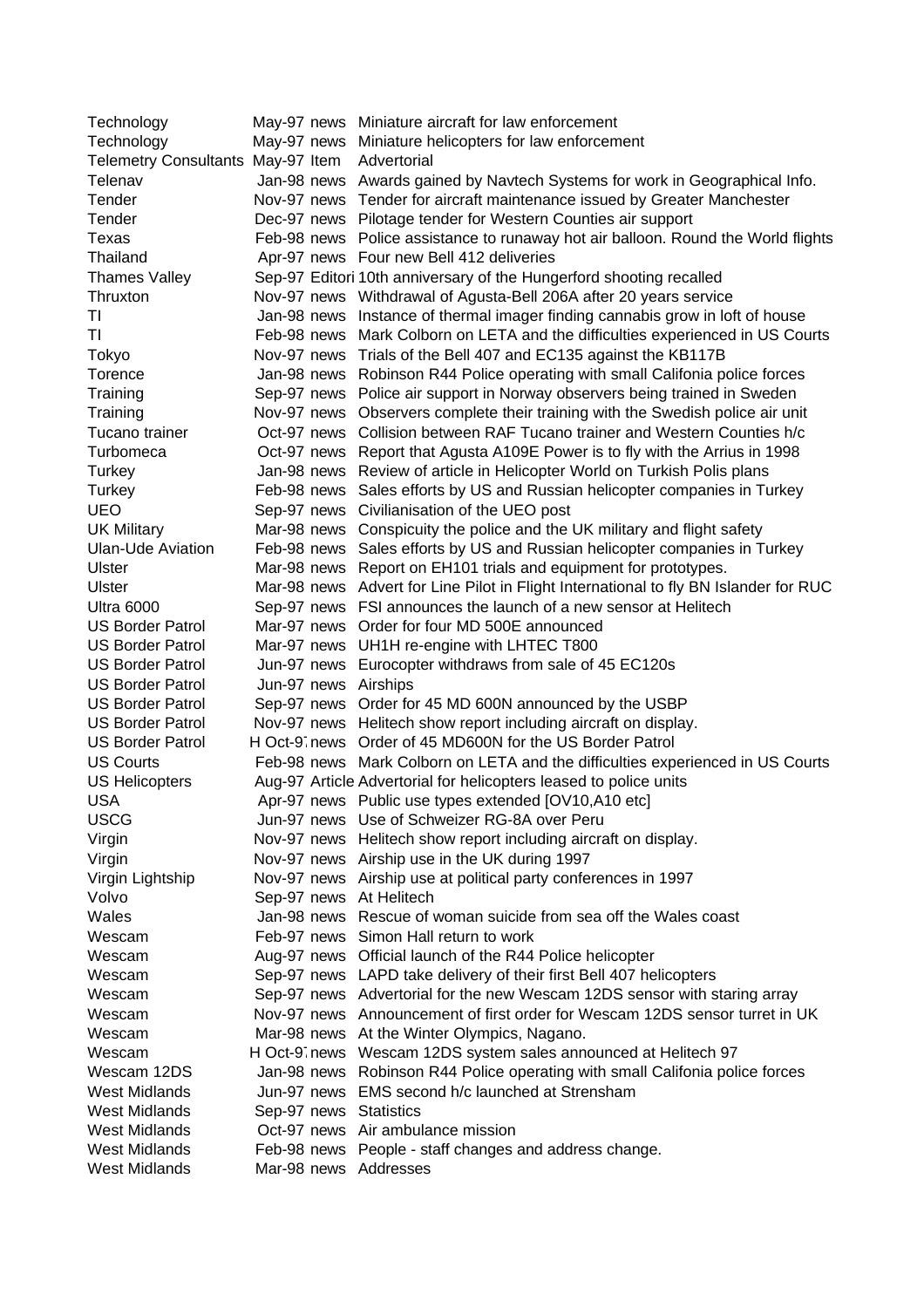| | | | |
|---|---|---|---|
| Technology | May-97 | news | Miniature aircraft for law enforcement |
| Technology | May-97 | news | Miniature helicopters for law enforcement |
| Telemetry Consultants | May-97 | Item | Advertorial |
| Telenav | Jan-98 | news | Awards gained by Navtech Systems for work in Geographical Info. |
| Tender | Nov-97 | news | Tender for aircraft maintenance issued by Greater Manchester |
| Tender | Dec-97 | news | Pilotage tender for Western Counties air support |
| Texas | Feb-98 | news | Police assistance to runaway hot air balloon. Round the World flights |
| Thailand | Apr-97 | news | Four new Bell 412 deliveries |
| Thames Valley | Sep-97 | Editori | 10th anniversary of the Hungerford shooting recalled |
| Thruxton | Nov-97 | news | Withdrawal of Agusta-Bell 206A after 20 years service |
| TI | Jan-98 | news | Instance of thermal imager finding cannabis grow in loft of house |
| TI | Feb-98 | news | Mark Colborn on LETA and the difficulties experienced in US Courts |
| Tokyo | Nov-97 | news | Trials of the Bell 407 and EC135 against the KB117B |
| Torence | Jan-98 | news | Robinson R44 Police operating with small Califonia police forces |
| Training | Sep-97 | news | Police air support in Norway observers being trained in Sweden |
| Training | Nov-97 | news | Observers complete their training with the Swedish police air unit |
| Tucano trainer | Oct-97 | news | Collision between RAF Tucano trainer and Western Counties h/c |
| Turbomeca | Oct-97 | news | Report that Agusta A109E Power is to fly with the Arrius in 1998 |
| Turkey | Jan-98 | news | Review of article in Helicopter World on Turkish Polis plans |
| Turkey | Feb-98 | news | Sales efforts by US and Russian helicopter companies in Turkey |
| UEO | Sep-97 | news | Civilianisation of the UEO post |
| UK Military | Mar-98 | news | Conspicuity the police and the UK military and flight safety |
| Ulan-Ude Aviation | Feb-98 | news | Sales efforts by US and Russian helicopter companies in Turkey |
| Ulster | Mar-98 | news | Report on EH101 trials and equipment for prototypes. |
| Ulster | Mar-98 | news | Advert for Line Pilot in Flight International to fly BN Islander for RUC |
| Ultra 6000 | Sep-97 | news | FSI announces the launch of a new sensor at Helitech |
| US Border Patrol | Mar-97 | news | Order for four MD 500E announced |
| US Border Patrol | Mar-97 | news | UH1H re-engine with LHTEC T800 |
| US Border Patrol | Jun-97 | news | Eurocopter withdraws from sale of 45 EC120s |
| US Border Patrol | Jun-97 | news | Airships |
| US Border Patrol | Sep-97 | news | Order for 45 MD 600N announced by the USBP |
| US Border Patrol | Nov-97 | news | Helitech show report including aircraft on display. |
| US Border Patrol | H Oct-97 | news | Order of 45 MD600N for the US Border Patrol |
| US Courts | Feb-98 | news | Mark Colborn on LETA and the difficulties experienced in US Courts |
| US Helicopters | Aug-97 | Article | Advertorial for helicopters leased to police units |
| USA | Apr-97 | news | Public use types extended [OV10,A10 etc] |
| USCG | Jun-97 | news | Use of Schweizer RG-8A over Peru |
| Virgin | Nov-97 | news | Helitech show report including aircraft on display. |
| Virgin | Nov-97 | news | Airship use in the UK during 1997 |
| Virgin Lightship | Nov-97 | news | Airship use at political party conferences in 1997 |
| Volvo | Sep-97 | news | At Helitech |
| Wales | Jan-98 | news | Rescue of woman suicide from sea off the Wales coast |
| Wescam | Feb-97 | news | Simon Hall return to work |
| Wescam | Aug-97 | news | Official launch of the R44 Police helicopter |
| Wescam | Sep-97 | news | LAPD take delivery of their first Bell 407 helicopters |
| Wescam | Sep-97 | news | Advertorial for the new Wescam 12DS sensor with staring array |
| Wescam | Nov-97 | news | Announcement of first order for Wescam 12DS sensor turret in UK |
| Wescam | Mar-98 | news | At the Winter Olympics, Nagano. |
| Wescam | H Oct-97 | news | Wescam 12DS system sales announced at Helitech 97 |
| Wescam 12DS | Jan-98 | news | Robinson R44 Police operating with small Califonia police forces |
| West Midlands | Jun-97 | news | EMS second h/c launched at Strensham |
| West Midlands | Sep-97 | news | Statistics |
| West Midlands | Oct-97 | news | Air ambulance mission |
| West Midlands | Feb-98 | news | People - staff changes and address change. |
| West Midlands | Mar-98 | news | Addresses |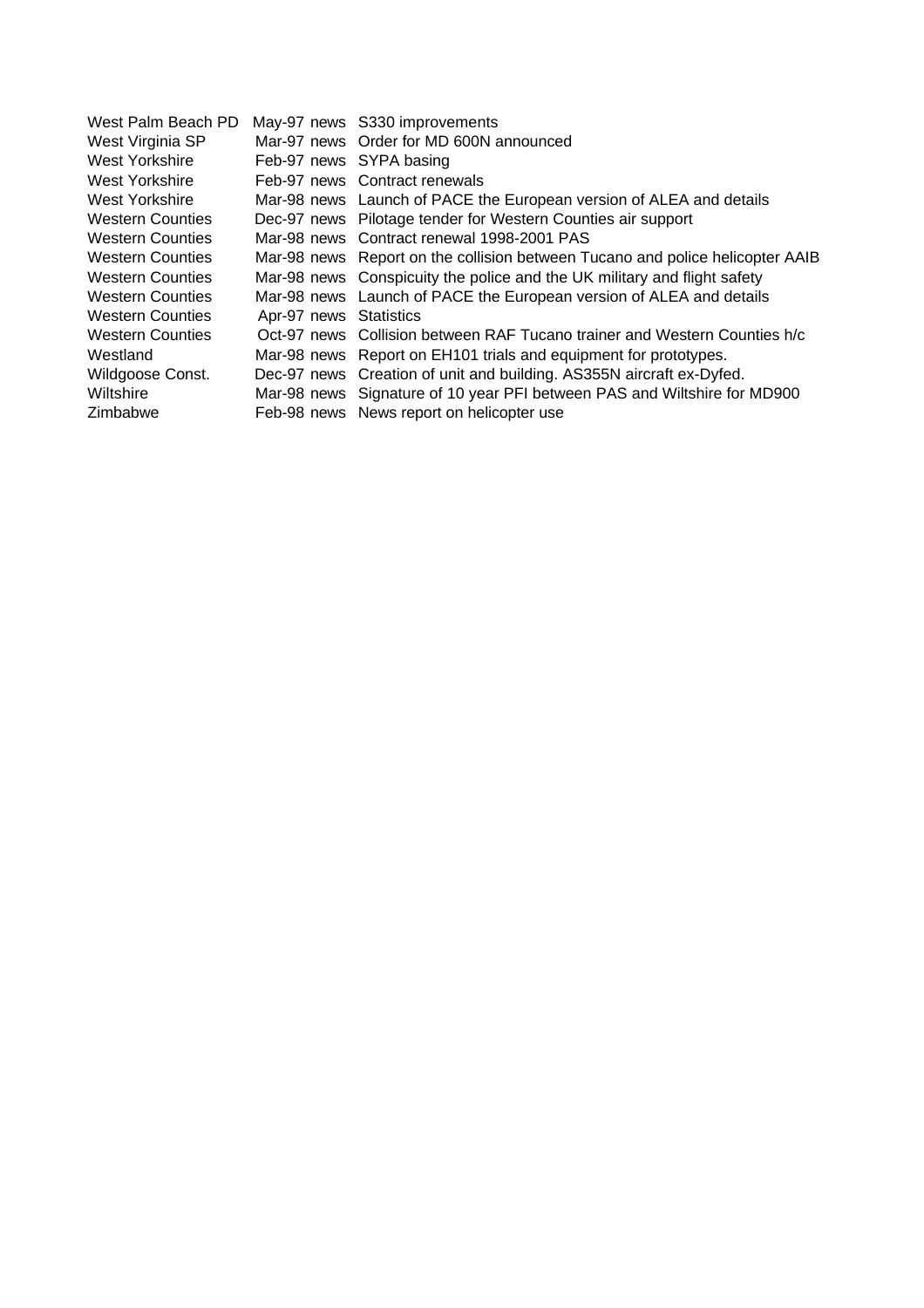| | | | |
|---|---|---|---|
| West Palm Beach PD | May-97 | news | S330 improvements |
| West Virginia SP | Mar-97 | news | Order for MD 600N announced |
| West Yorkshire | Feb-97 | news | SYPA basing |
| West Yorkshire | Feb-97 | news | Contract renewals |
| West Yorkshire | Mar-98 | news | Launch of PACE the European version of ALEA and details |
| Western Counties | Dec-97 | news | Pilotage tender for Western Counties air support |
| Western Counties | Mar-98 | news | Contract renewal 1998-2001 PAS |
| Western Counties | Mar-98 | news | Report on the collision between Tucano and police helicopter AAIB |
| Western Counties | Mar-98 | news | Conspicuity the police and the UK military and flight safety |
| Western Counties | Mar-98 | news | Launch of PACE the European version of ALEA and details |
| Western Counties | Apr-97 | news | Statistics |
| Western Counties | Oct-97 | news | Collision between RAF Tucano trainer and Western Counties h/c |
| Westland | Mar-98 | news | Report on EH101 trials and equipment for prototypes. |
| Wildgoose Const. | Dec-97 | news | Creation of unit and building. AS355N aircraft ex-Dyfed. |
| Wiltshire | Mar-98 | news | Signature of 10 year PFI between PAS and Wiltshire for MD900 |
| Zimbabwe | Feb-98 | news | News report on helicopter use |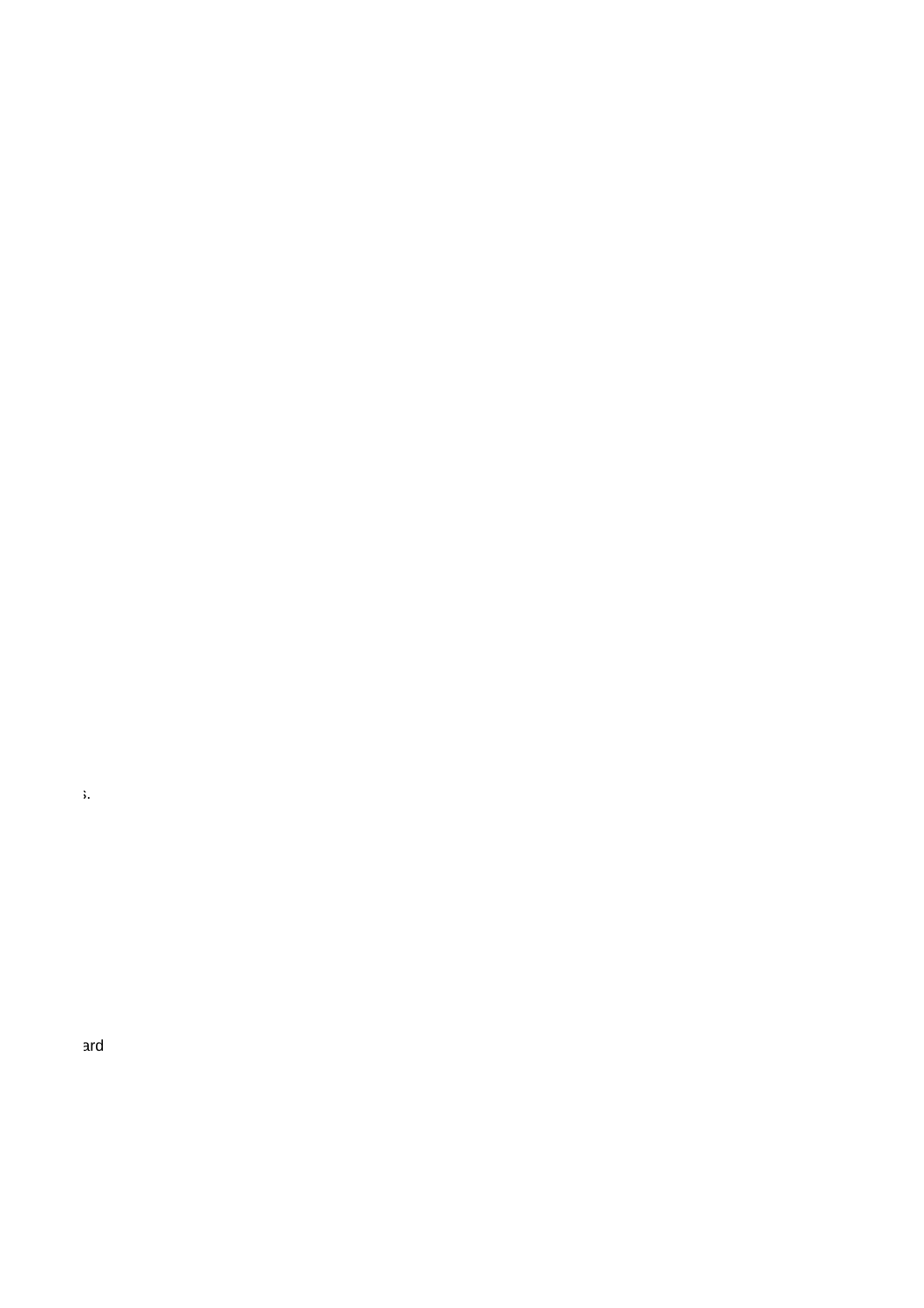s.

ard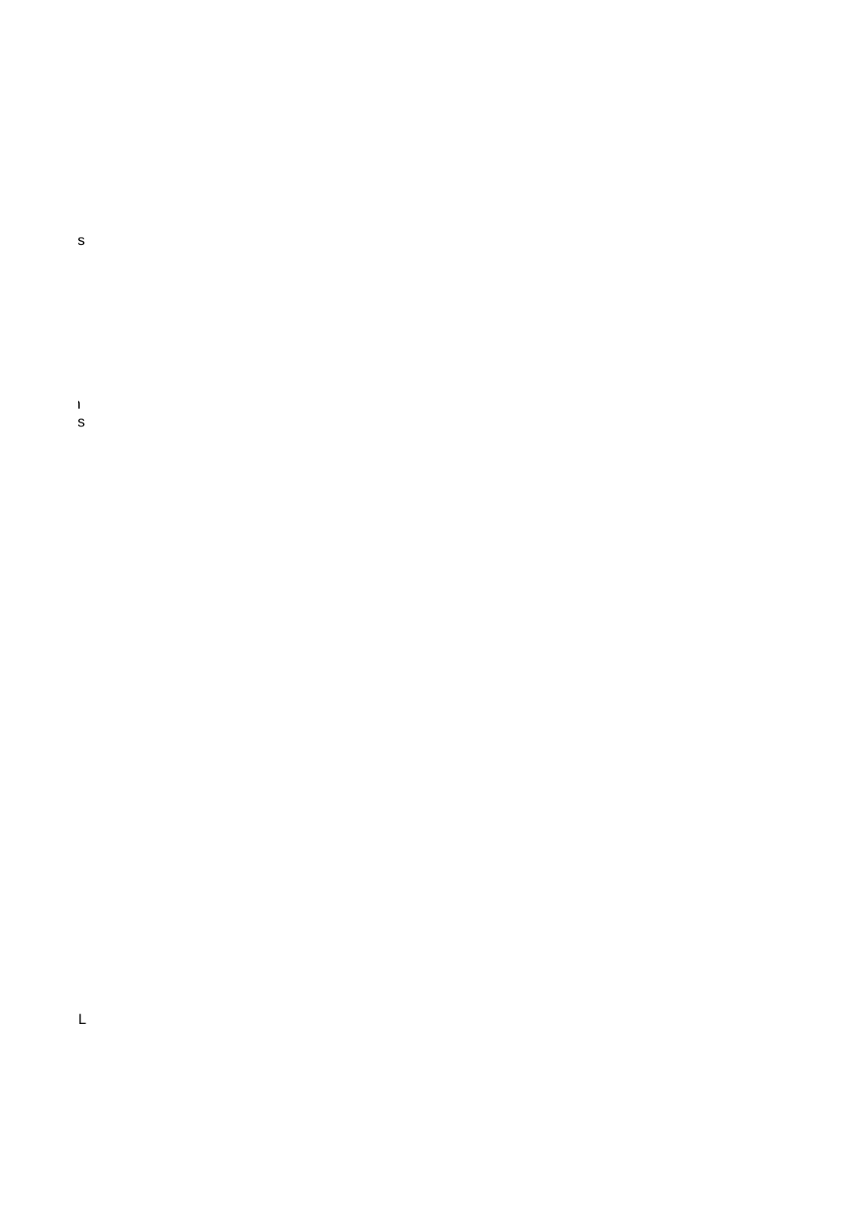s

ı
s

L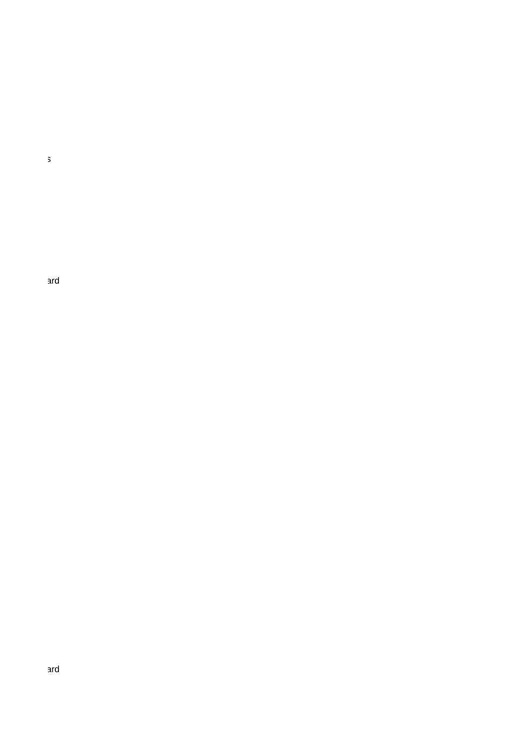s

ard

ard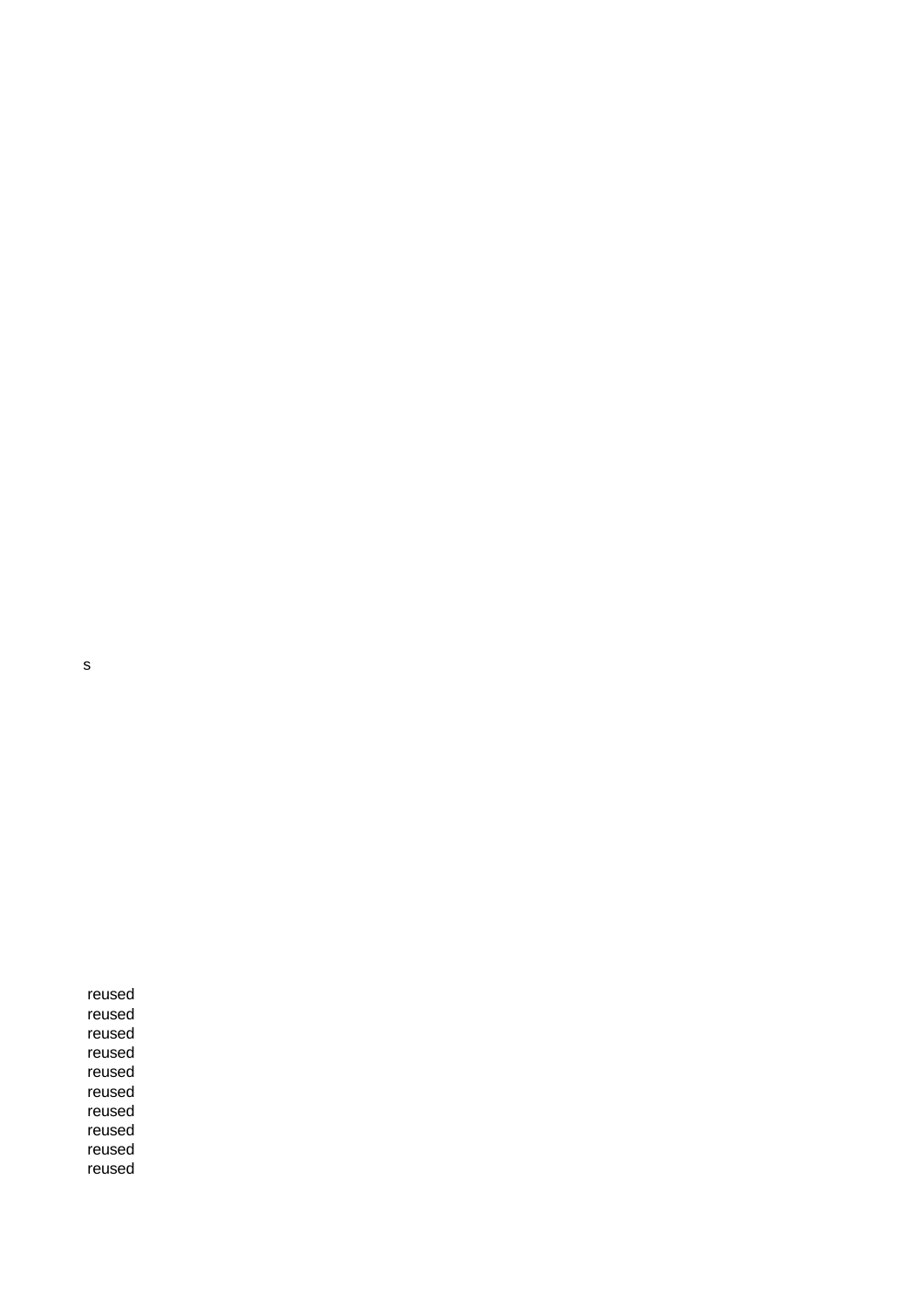s

reused
reused
reused
reused
reused
reused
reused
reused
reused
reused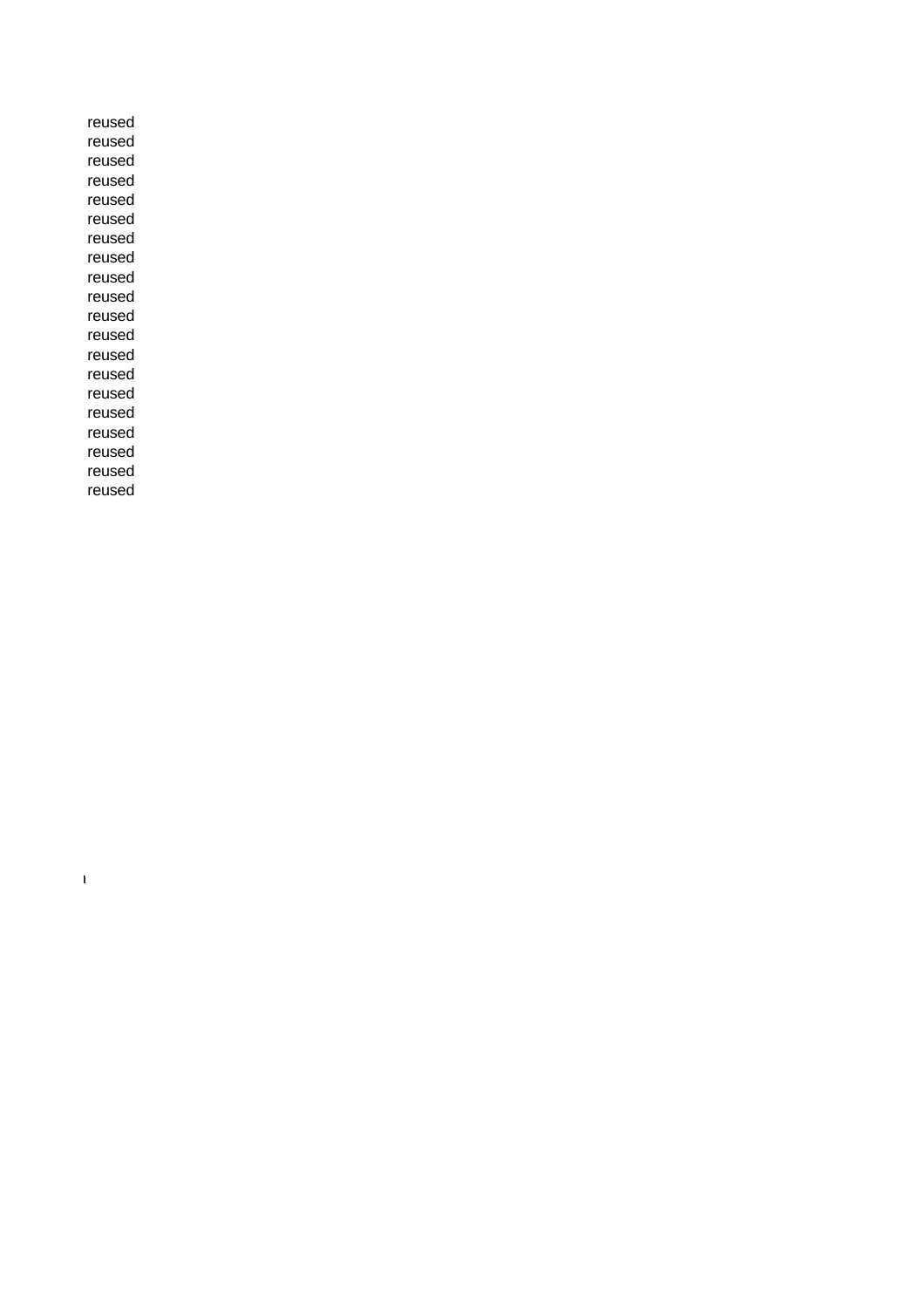reused
reused
reused
reused
reused
reused
reused
reused
reused
reused
reused
reused
reused
reused
reused
reused
reused
reused
reused
reused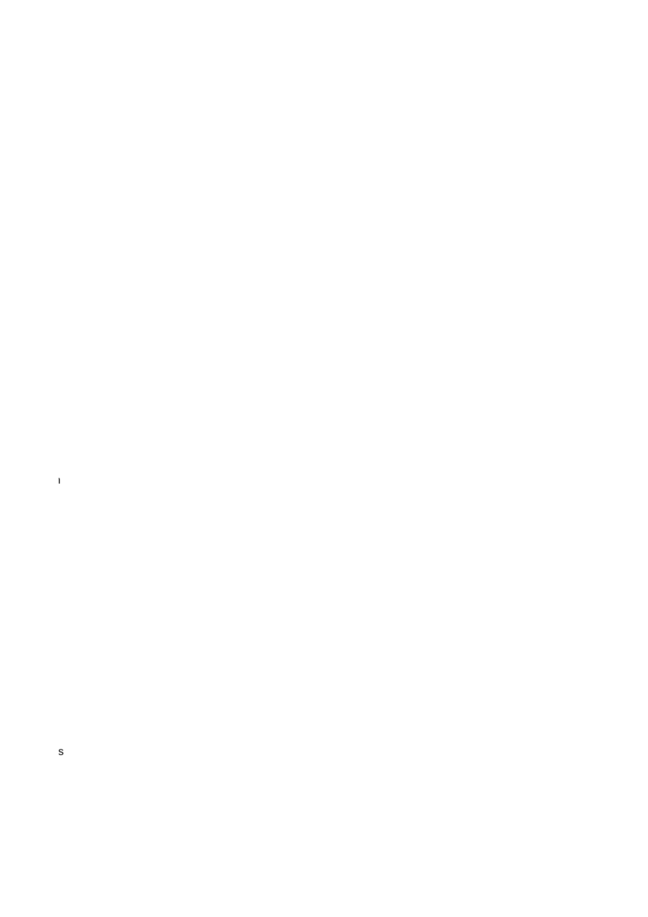I

S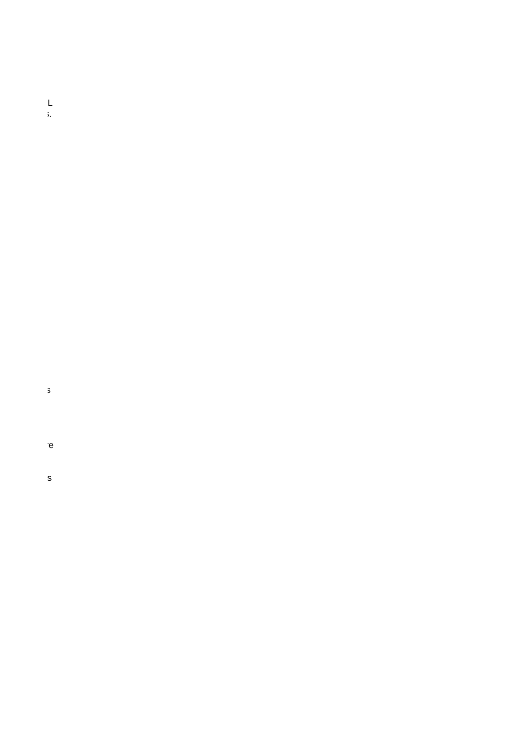L
s.

s

e

s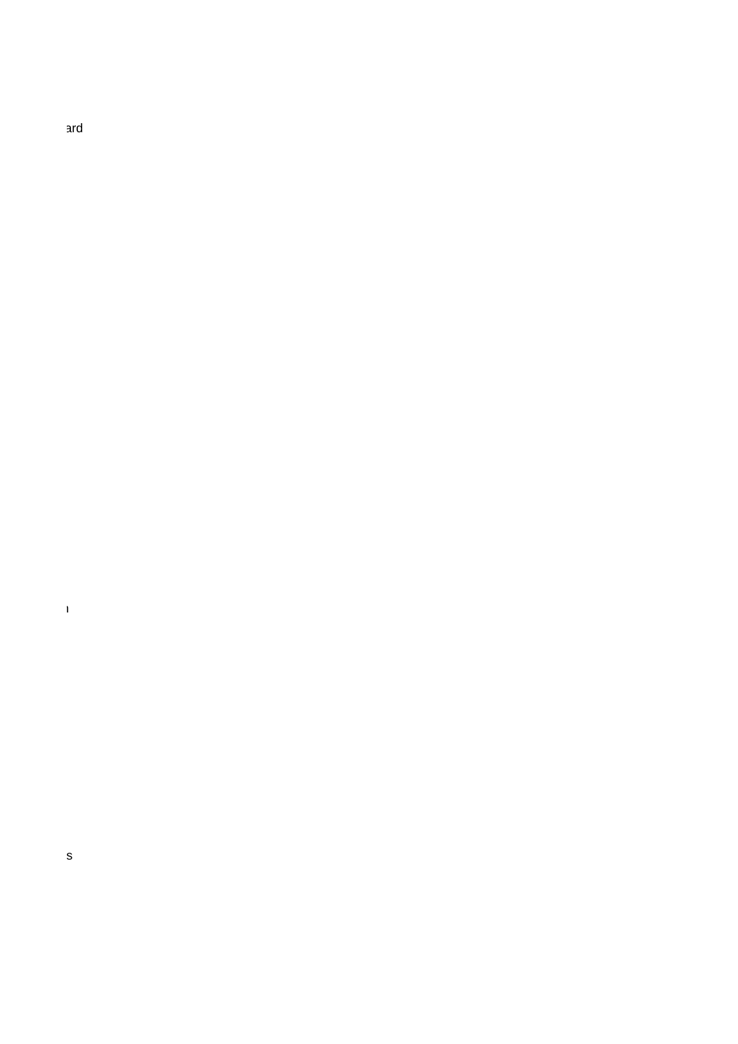ard

ı

s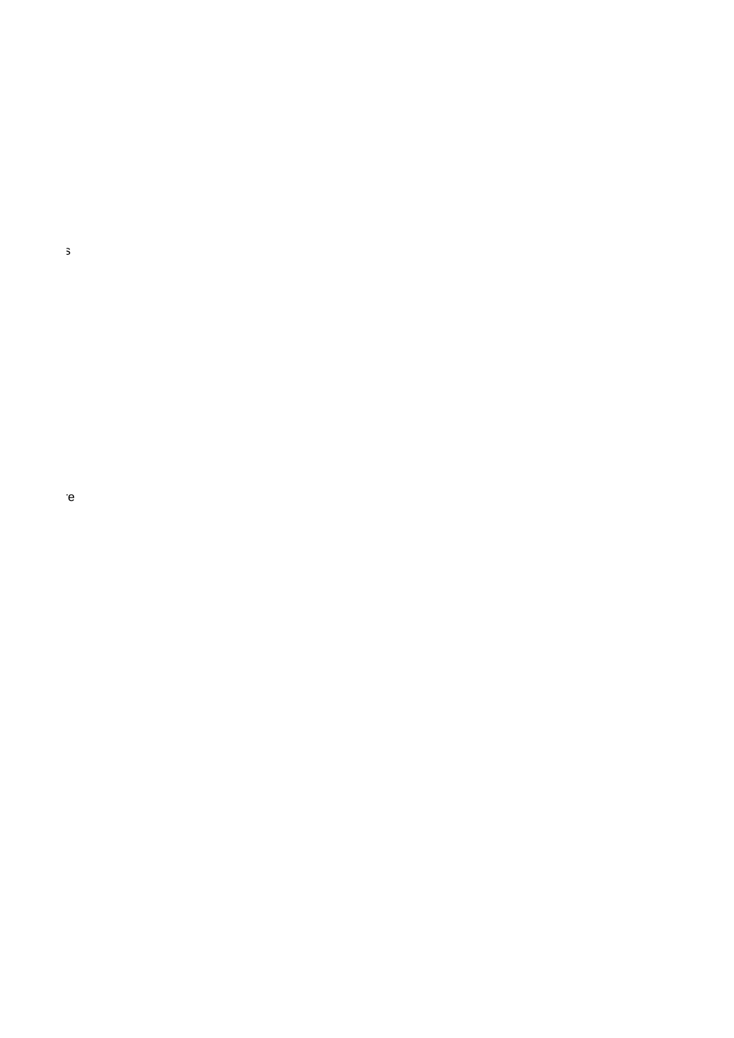s

re